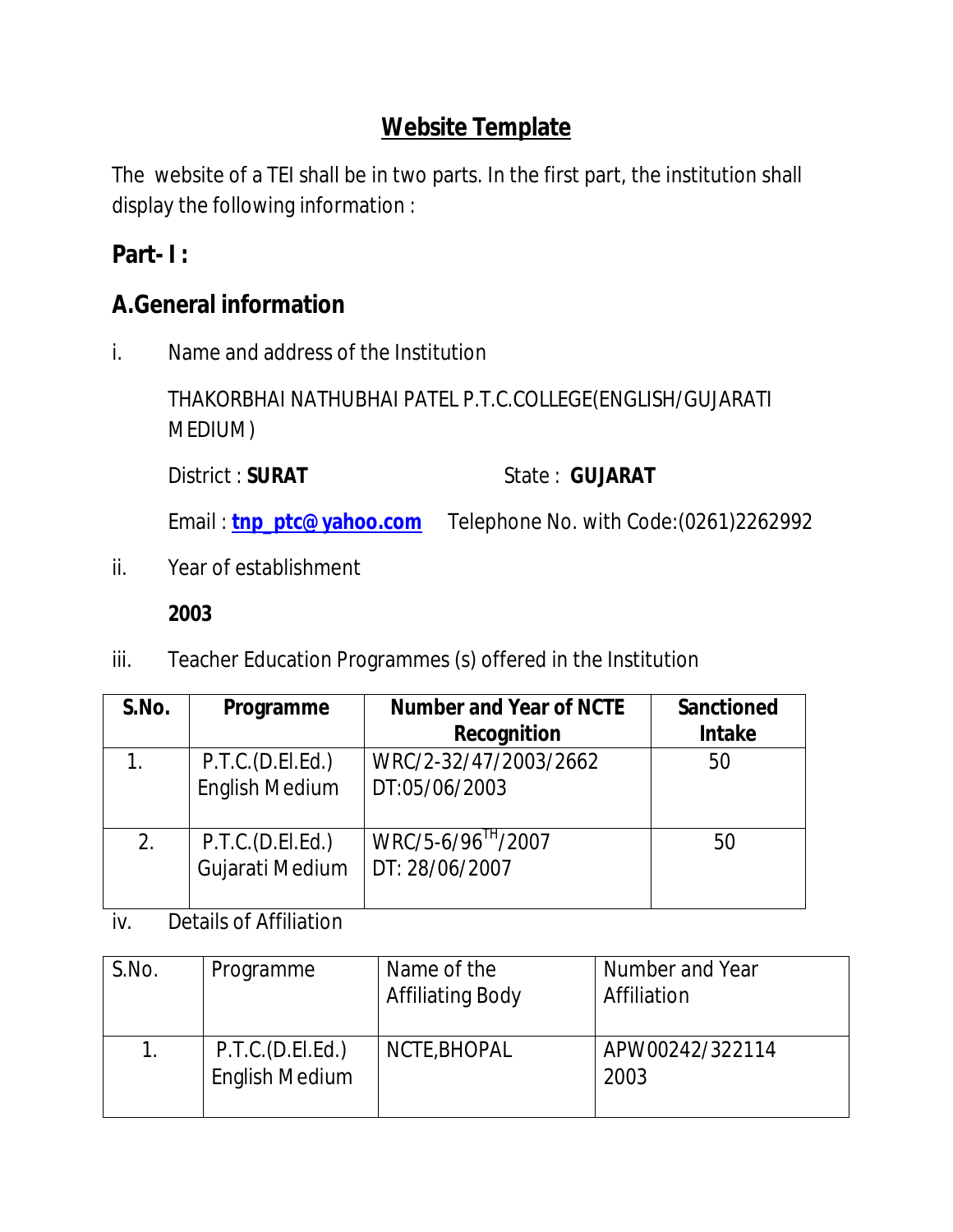# Website Template

The website of a TEI shall be in two parts. In the first part, the institution shall display the following information :

## Part- I :

## A.General information

i. Name and address of the Institution

THAKORBHAI NATHUBHAI PATEL P.T.C.COLLEGE(ENGLISH/GUJARATI MEDIUM)

District : **SURAT** State : **GUJARAT**

Email : **tnp_ptc@yahoo.com** Telephone No. with Code:(0261)2262992

ii. Year of establishment

**2003**

iii. Teacher Education Programmes (s) offered in the Institution

| S.No. | Programme | Number and Year of NCTE Recognition | Sanctioned Intake |
|---|---|---|---|
| 1. | P.T.C.(D.El.Ed.) English Medium | WRC/2-32/47/2003/2662 DT:05/06/2003 | 50 |
| 2. | P.T.C.(D.El.Ed.) Gujarati Medium | WRC/5-6/96TH/2007 DT: 28/06/2007 | 50 |

iv. Details of Affiliation

| S.No. | Programme | Name of the Affiliating Body | Number and Year Affiliation |
|---|---|---|---|
| 1. | P.T.C.(D.El.Ed.) English Medium | NCTE,BHOPAL | APW00242/322114 2003 |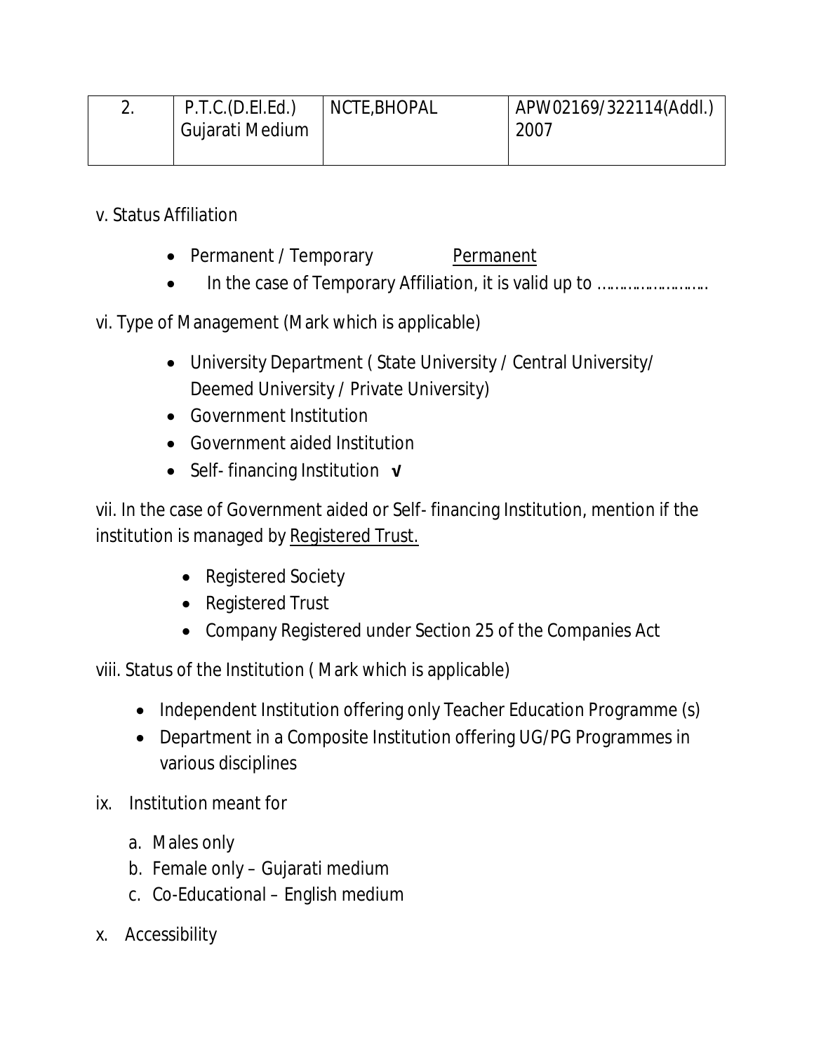| 2. | P.T.C.(D.El.Ed.) Gujarati Medium | NCTE,BHOPAL | APW02169/322114(Addl.) 2007 |
|---|---|---|---|

v. Status Affiliation

- Permanent / Temporary Permanent
- In the case of Temporary Affiliation, it is valid up to ……………………..

vi. Type of Management (Mark which is applicable)

- University Department ( State University / Central University/ Deemed University / Private University)
- Government Institution
- Government aided Institution
- Self- financing Institution **√**

vii. In the case of Government aided or Self- financing Institution, mention if the institution is managed by Registered Trust.

- Registered Society
- Registered Trust
- Company Registered under Section 25 of the Companies Act

viii. Status of the Institution ( Mark which is applicable)

- Independent Institution offering only Teacher Education Programme (s)
- Department in a Composite Institution offering UG/PG Programmes in various disciplines

ix. Institution meant for

a. Males only
b. Female only – Gujarati medium
c. Co-Educational – English medium

x. Accessibility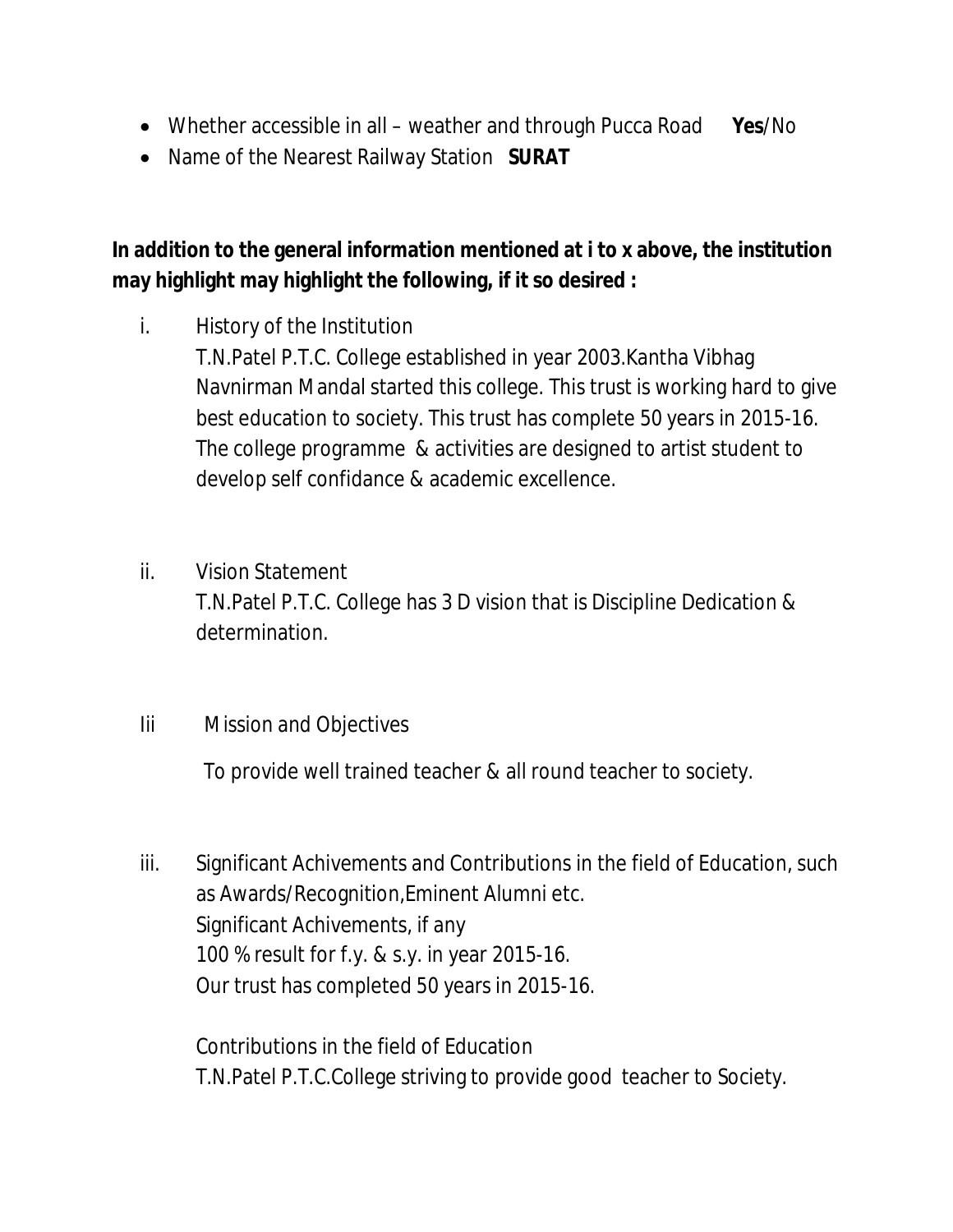- Whether accessible in all – weather and through Pucca Road **Yes**/No
- Name of the Nearest Railway Station **SURAT**

**In addition to the general information mentioned at i to x above, the institution may highlight may highlight the following, if it so desired :**

i. History of the Institution
   T.N.Patel P.T.C. College established in year 2003.Kantha Vibhag Navnirman Mandal started this college. This trust is working hard to give best education to society. This trust has complete 50 years in 2015-16. The college programme & activities are designed to artist student to develop self confidance & academic excellence.

ii. Vision Statement
   T.N.Patel P.T.C. College has 3 D vision that is Discipline Dedication & determination.

Iii Mission and Objectives
   To provide well trained teacher & all round teacher to society.

iii. Significant Achivements and Contributions in the field of Education, such as Awards/Recognition,Eminent Alumni etc.
   Significant Achivements, if any
   100 % result for f.y. & s.y. in year 2015-16.
   Our trust has completed 50 years in 2015-16.

   Contributions in the field of Education
   T.N.Patel P.T.C.College striving to provide good teacher to Society.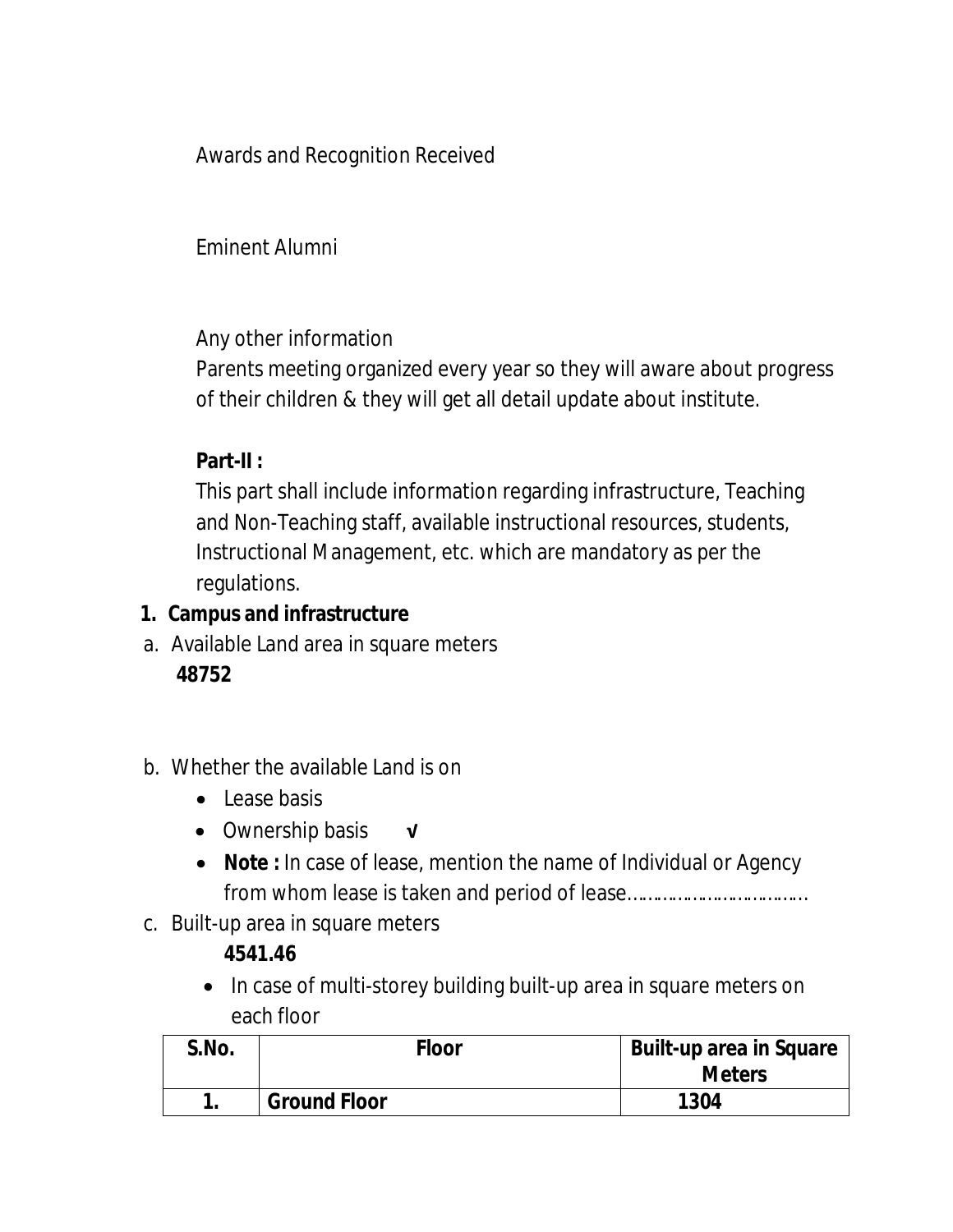Awards and Recognition Received

Eminent Alumni

Any other information

Parents meeting organized every year so they will aware about progress of their children & they will get all detail update about institute.

**Part-II :**

This part shall include information regarding infrastructure, Teaching and Non-Teaching staff, available instructional resources, students, Instructional Management, etc. which are mandatory as per the regulations.

1. **Campus and infrastructure**

a. Available Land area in square meters

**48752**

b. Whether the available Land is on

- Lease basis
- Ownership basis √
- **Note :** In case of lease, mention the name of Individual or Agency from whom lease is taken and period of lease……………………………

c. Built-up area in square meters

**4541.46**

- In case of multi-storey building built-up area in square meters on each floor

| S.No. | Floor | Built-up area in Square Meters |
|---|---|---|
| 1. | Ground Floor | 1304 |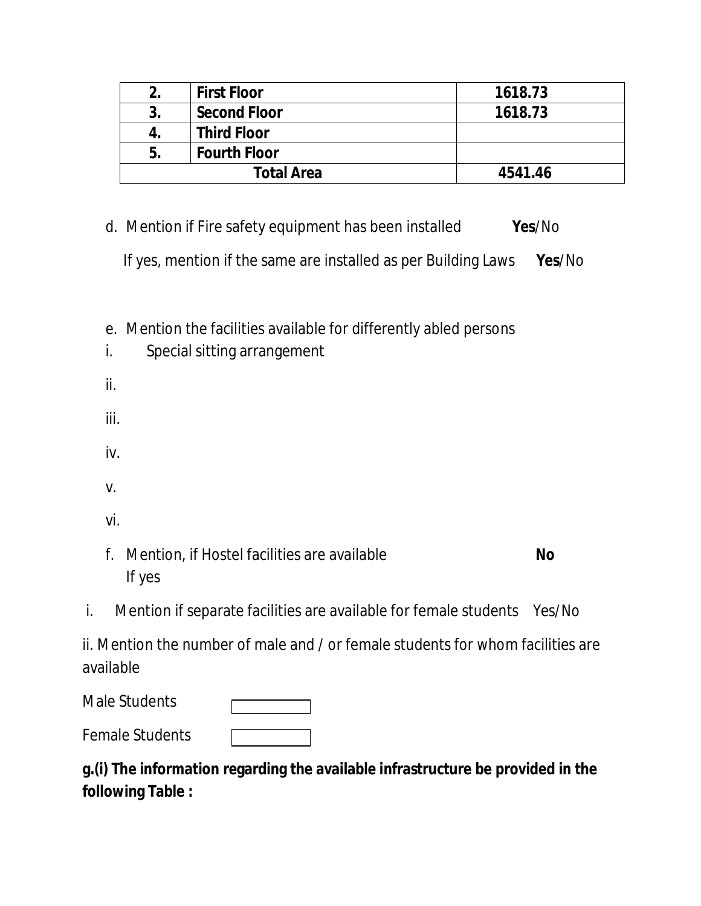| 2. | First Floor | 1618.73 |
|---|---|---|
| 3. | Second Floor | 1618.73 |
| 4. | Third Floor | |
| 5. | Fourth Floor | |
| Total Area | | 4541.46 |

d. Mention if Fire safety equipment has been installed **Yes**/No

If yes, mention if the same are installed as per Building Laws **Yes**/No

e. Mention the facilities available for differently abled persons

i. Special sitting arrangement

ii.

iii.

iv.

v.

vi.

f. Mention, if Hostel facilities are available **No**

If yes

i. Mention if separate facilities are available for female students Yes/No

ii. Mention the number of male and / or female students for whom facilities are available

Male Students

Female Students

**g.(i) The information regarding the available infrastructure be provided in the following Table :**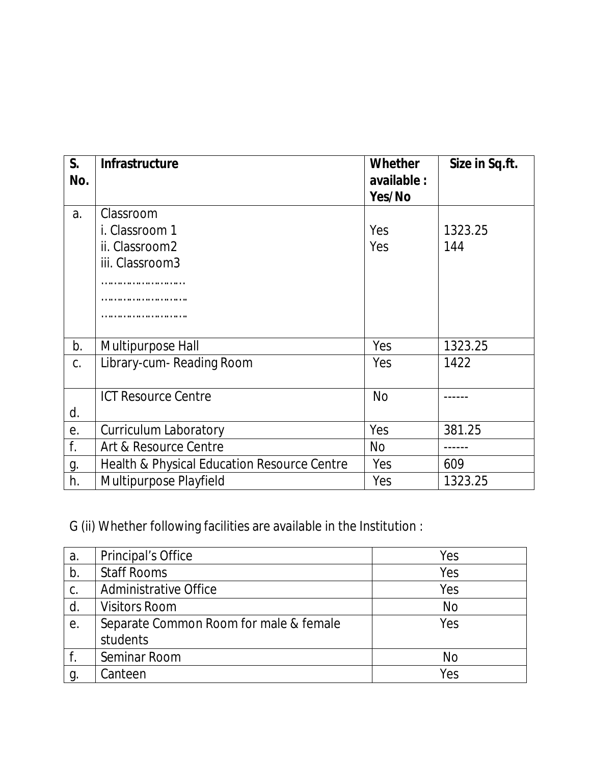| S. No. | Infrastructure | Whether available : Yes/No | Size in Sq.ft. |
|---|---|---|---|
| a. | Classroom<br>i. Classroom 1<br>ii. Classroom2<br>iii. Classroom3<br>……………………..<br>……………………..<br>…………………….. | <br>Yes<br>Yes | <br>1323.25<br>144 |
| b. | Multipurpose Hall | Yes | 1323.25 |
| c. | Library-cum- Reading Room | Yes | 1422 |
| d. | ICT Resource Centre | No | ------ |
| e. | Curriculum Laboratory | Yes | 381.25 |
| f. | Art & Resource Centre | No | ------ |
| g. | Health & Physical Education Resource Centre | Yes | 609 |
| h. | Multipurpose Playfield | Yes | 1323.25 |

G (ii) Whether following facilities are available in the Institution :

| | | |
|---|---|---|
| a. | Principal's Office | Yes |
| b. | Staff Rooms | Yes |
| c. | Administrative Office | Yes |
| d. | Visitors Room | No |
| e. | Separate Common Room for male & female students | Yes |
| f. | Seminar Room | No |
| g. | Canteen | Yes |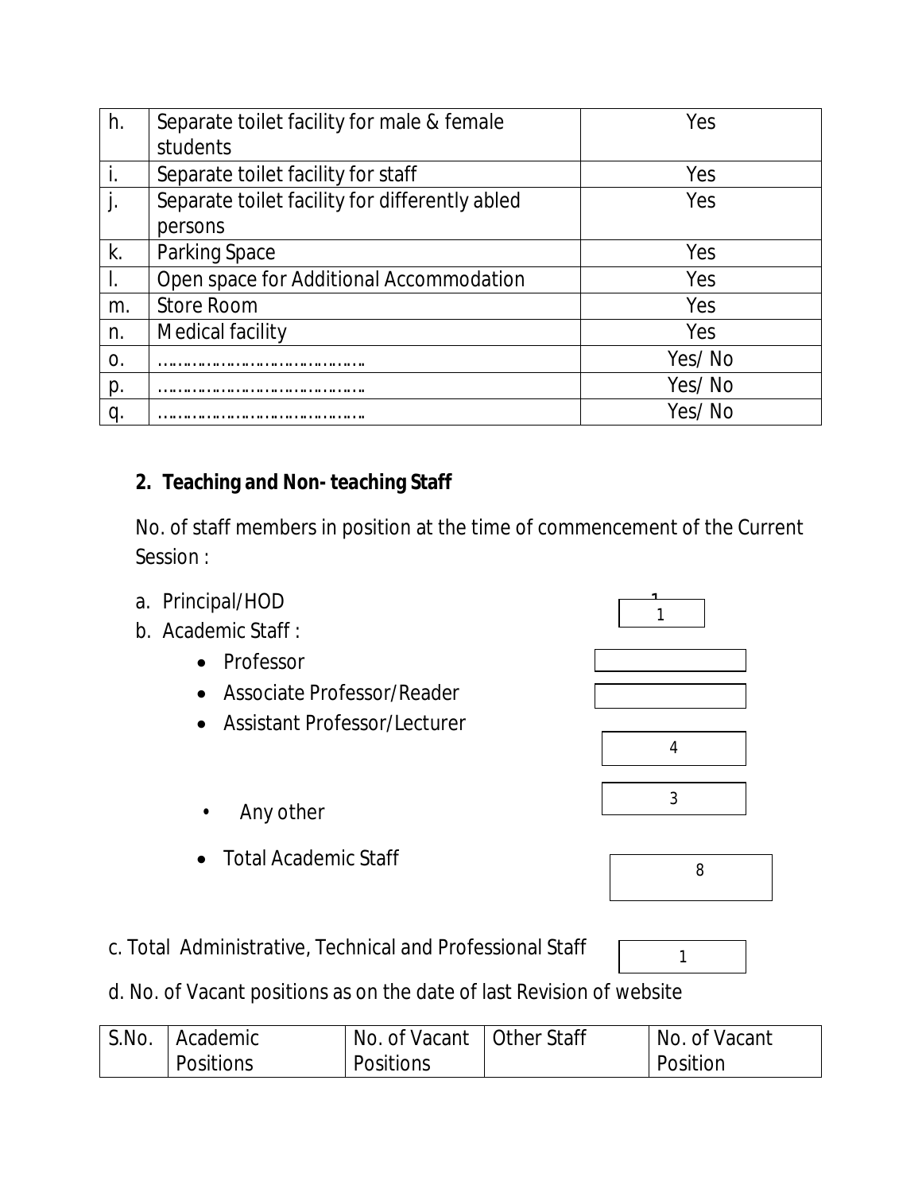| h. | Separate toilet facility for male & female students | Yes |
|---|---|---|
| i. | Separate toilet facility for staff | Yes |
| j. | Separate toilet facility for differently abled persons | Yes |
| k. | Parking Space | Yes |
| l. | Open space for Additional Accommodation | Yes |
| m. | Store Room | Yes |
| n. | Medical facility | Yes |
| o. | ………………………………… | Yes/ No |
| p. | ………………………………… | Yes/ No |
| q. | ………………………………… | Yes/ No |

**2. Teaching and Non- teaching Staff**

No. of staff members in position at the time of commencement of the Current Session :

a. Principal/HOD — 1

b. Academic Staff :

- Professor —
- Associate Professor/Reader —
- Assistant Professor/Lecturer — 4
- Any other — 3
- Total Academic Staff — 8

c. Total Administrative, Technical and Professional Staff — 1

d. No. of Vacant positions as on the date of last Revision of website

| S.No. | Academic Positions | No. of Vacant Positions | Other Staff | No. of Vacant Position |
|---|---|---|---|---|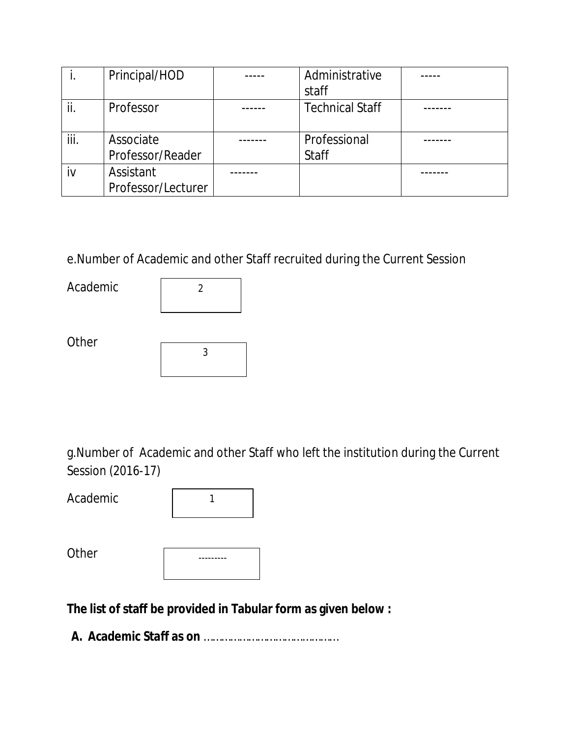| i. | Principal/HOD | ----- | Administrative staff | ----- |
|---|---|---|---|---|
| ii. | Professor | ------ | Technical Staff | ------- |
| iii. | Associate Professor/Reader | ------- | Professional Staff | ------- |
| iv | Assistant Professor/Lecturer | ------- | | ------- |

e.Number of Academic and other Staff recruited during the Current Session

Academic: 2

Other: 3

g.Number of Academic and other Staff who left the institution during the Current Session (2016-17)

Academic: 1

Other: ---------

**The list of staff be provided in Tabular form as given below :**

**A. Academic Staff as on** ………………………………………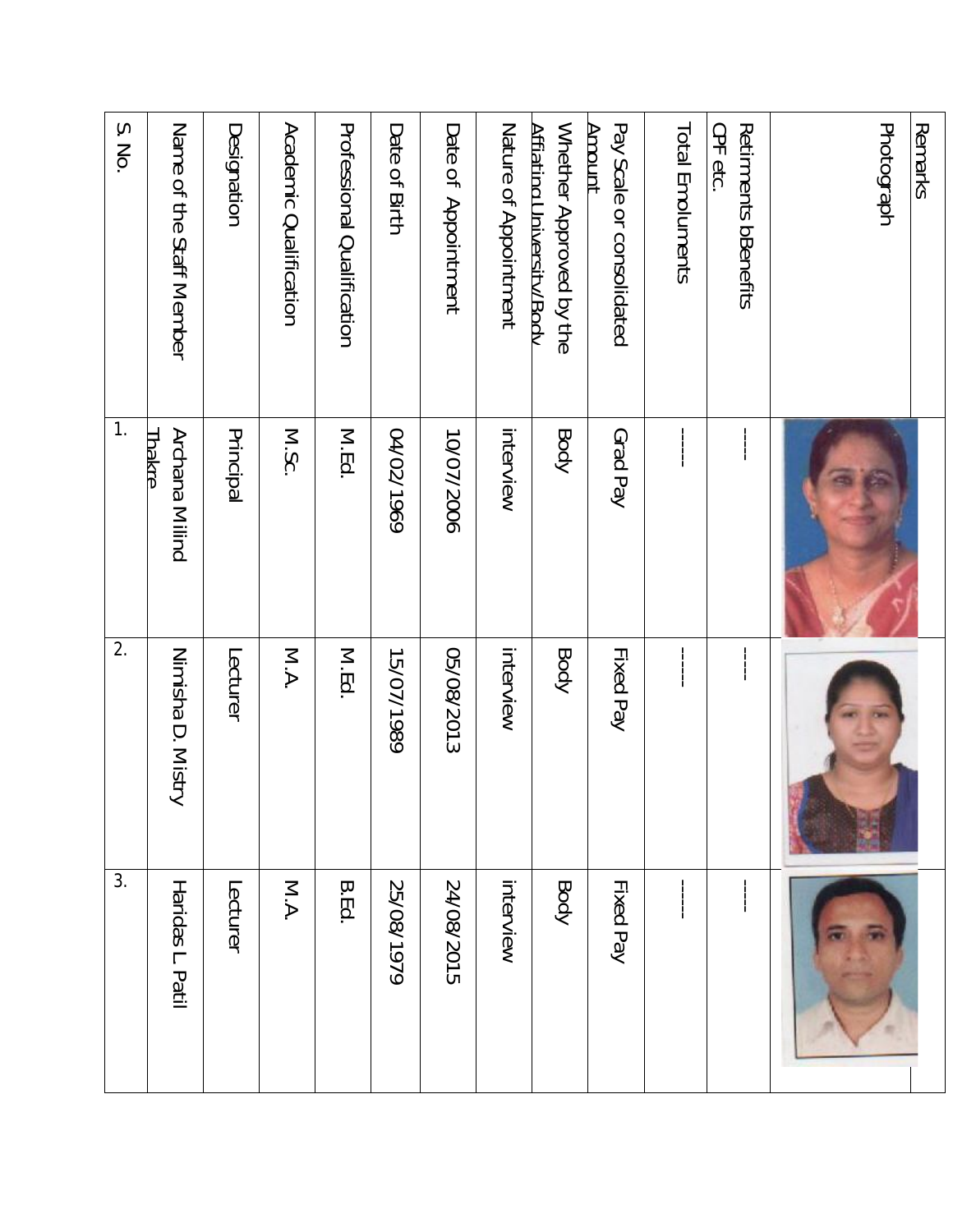| S. No. | Name of the Staff Member | Designation | Academic Qualification | Professional Qualification | Date of Birth | Date of Appointment | Nature of Appointment | Whether Approved by the Affiliating University/Body | Pay Scale or consolidated Amount | Total Emoluments | Retirments bBenefits CPF etc. | Photograph | Remarks |
|---|---|---|---|---|---|---|---|---|---|---|---|---|---|
| 1. | Archana Milind Thakre | Principal | M.Sc. | M.Ed. | 04/02/1969 | 10/07/2006 | interview | Body | Grad Pay | ----- | ----- | | |
| 2. | Nimisha D. Mistry | Lecturer | M.A. | M.Ed. | 15/07/1989 | 05/08/2013 | interview | Body | Fixed Pay | ----- | ----- | | |
| 3. | Haridas L. Patil | Lecturer | M.A. | B.Ed. | 25/08/1979 | 24/08/2015 | interview | Body | Fixed Pay | ----- | ----- | | |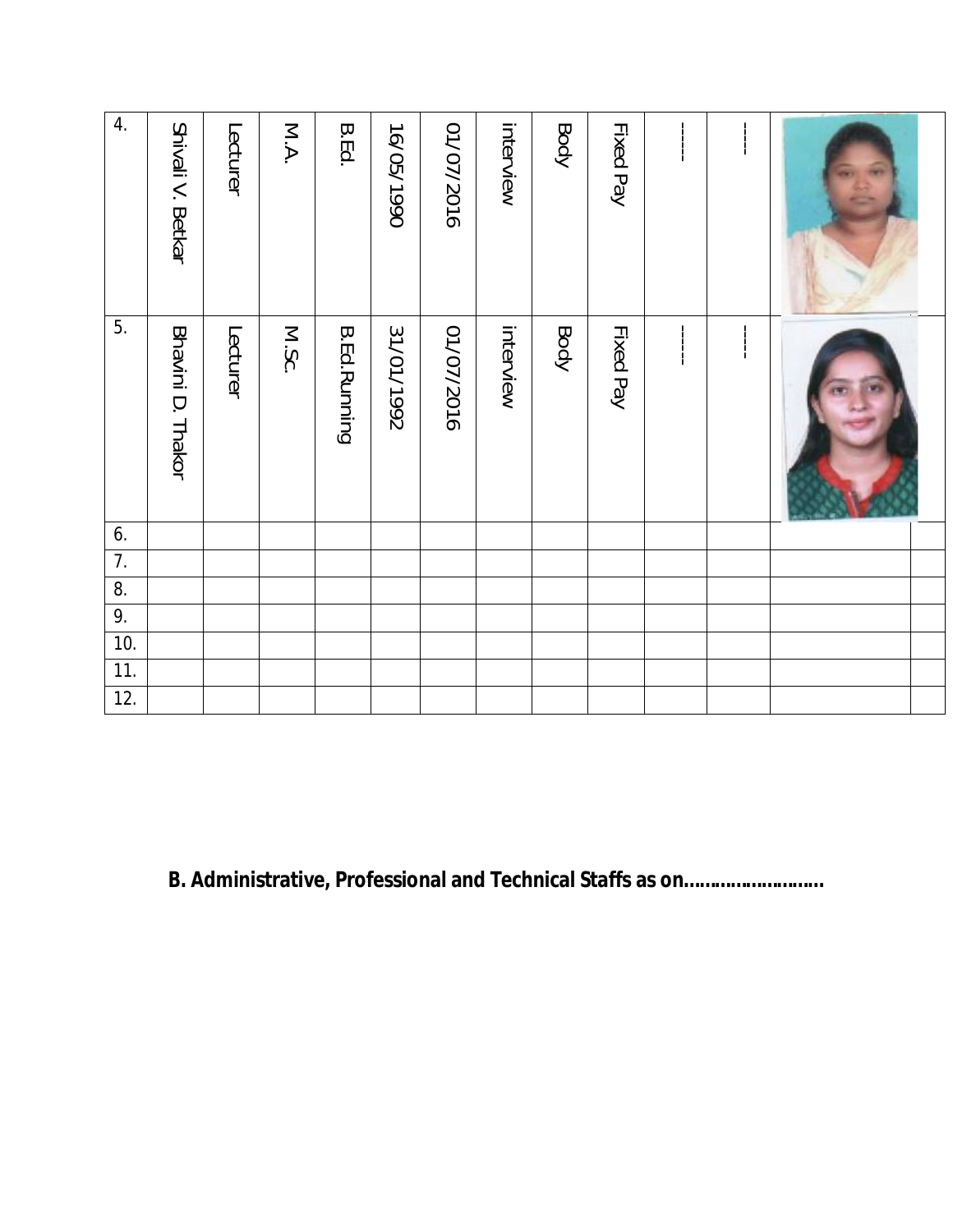| 4. | Shivali V. Betkar | Lecturer | M.A. | B.Ed. | 16/05/1990 | 01/07/2016 | interview | Body | Fixed Pay | ----- | ---- | | |
|---|---|---|---|---|---|---|---|---|---|---|---|---|---|
| 5. | Bhavini D. Thakor | Lecturer | M.Sc. | B.Ed.Running | 31/01/1992 | 01/07/2016 | interview | Body | Fixed Pay | ----- | ---- | | |
| 6. | | | | | | | | | | | | | |
| 7. | | | | | | | | | | | | | |
| 8. | | | | | | | | | | | | | |
| 9. | | | | | | | | | | | | | |
| 10. | | | | | | | | | | | | | |
| 11. | | | | | | | | | | | | | |
| 12. | | | | | | | | | | | | | |

**B. Administrative, Professional and Technical Staffs as on……………………..**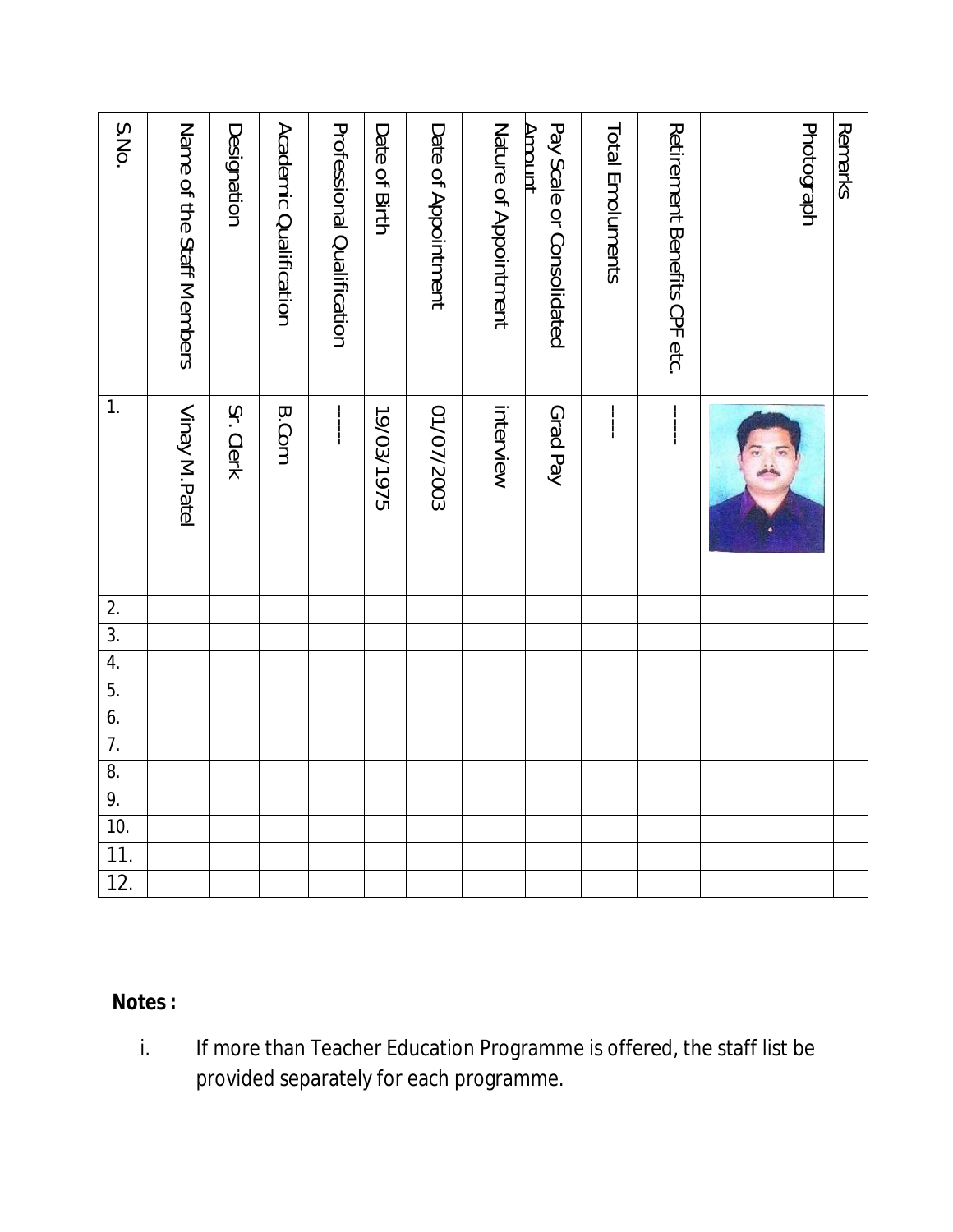| S.No. | Name of the Staff Members | Designation | Academic Qualification | Professional Qualification | Date of Birth | Date of Appointment | Nature of Appointment | Pay Scale or Consolidated Amount | Total Emoluments | Retirement Benefits CPF etc. | Photograph | Remarks |
|---|---|---|---|---|---|---|---|---|---|---|---|---|
| 1. | Vinay M.Patel | Sr. Clerk | B.Com | ------ | 19/03/1975 | 01/07/2003 | interview | Grad Pay | ----- | ------ | | |
| 2. | | | | | | | | | | | | |
| 3. | | | | | | | | | | | | |
| 4. | | | | | | | | | | | | |
| 5. | | | | | | | | | | | | |
| 6. | | | | | | | | | | | | |
| 7. | | | | | | | | | | | | |
| 8. | | | | | | | | | | | | |
| 9. | | | | | | | | | | | | |
| 10. | | | | | | | | | | | | |
| 11. | | | | | | | | | | | | |
| 12. | | | | | | | | | | | | |

**Notes :**

i. If more than Teacher Education Programme is offered, the staff list be provided separately for each programme.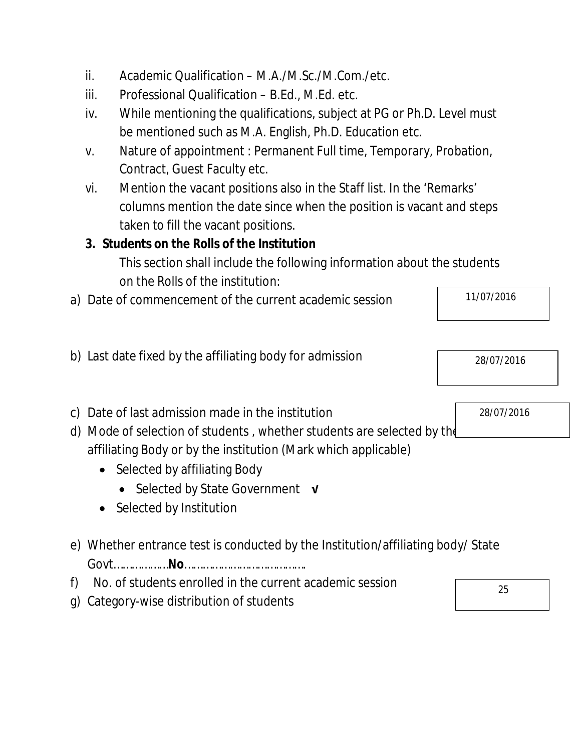ii. Academic Qualification – M.A./M.Sc./M.Com./etc.

iii. Professional Qualification – B.Ed., M.Ed. etc.

iv. While mentioning the qualifications, subject at PG or Ph.D. Level must be mentioned such as M.A. English, Ph.D. Education etc.

v. Nature of appointment : Permanent Full time, Temporary, Probation, Contract, Guest Faculty etc.

vi. Mention the vacant positions also in the Staff list. In the 'Remarks' columns mention the date since when the position is vacant and steps taken to fill the vacant positions.

**3. Students on the Rolls of the Institution**

This section shall include the following information about the students on the Rolls of the institution:

a) Date of commencement of the current academic session: 11/07/2016

b) Last date fixed by the affiliating body for admission: 28/07/2016

c) Date of last admission made in the institution: 28/07/2016

d) Mode of selection of students , whether students are selected by the affiliating Body or by the institution (Mark which applicable)

- Selected by affiliating Body
  - Selected by State Government **√**
- Selected by Institution

e) Whether entrance test is conducted by the Institution/affiliating body/ State Govt………………**No**…………………………………….

f) No. of students enrolled in the current academic session: 25

g) Category-wise distribution of students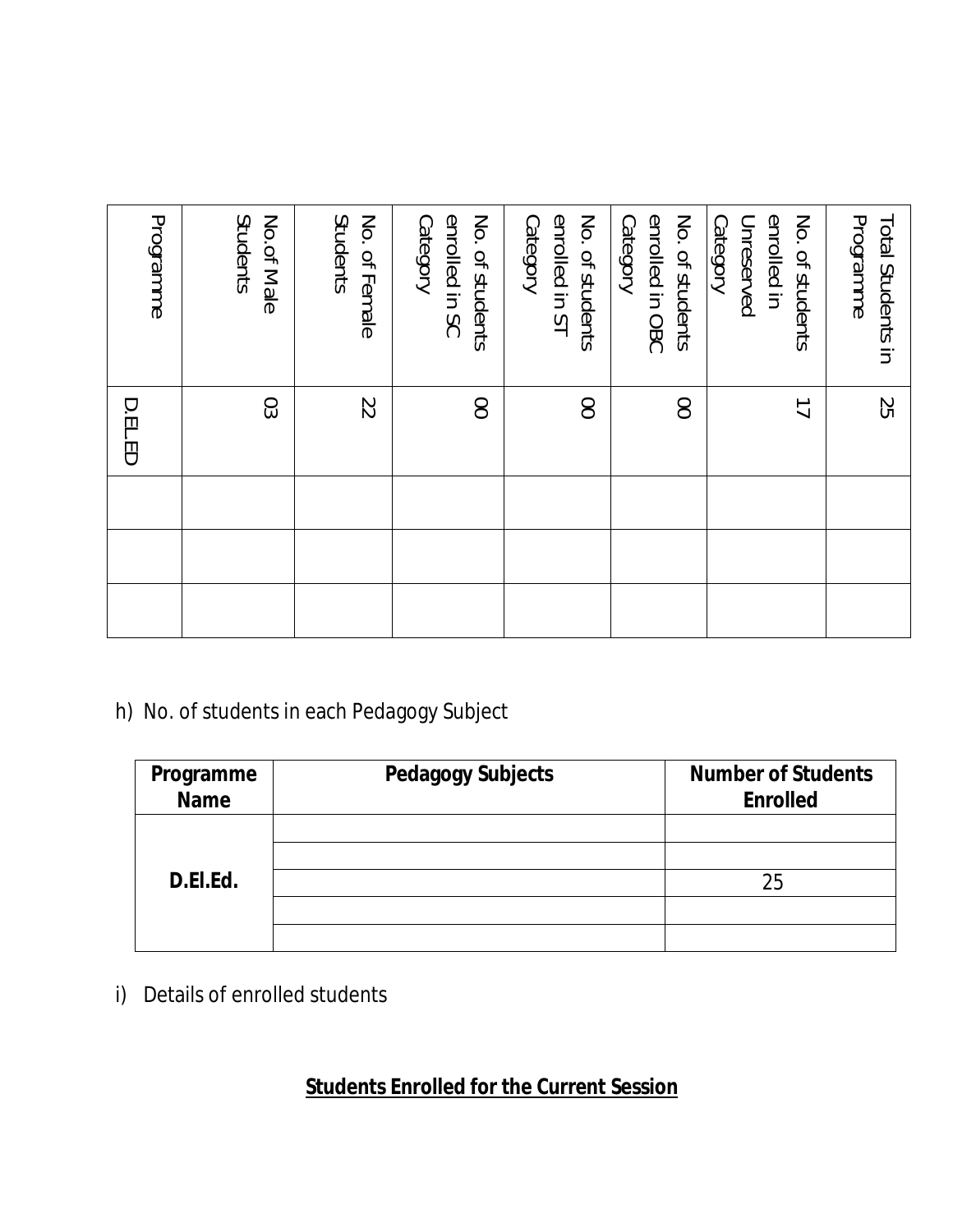| Programme | No.of Male Students | No. of Female Students | No. of students enrolled in SC Category | No. of students enrolled in ST Category | No. of students enrolled in OBC Category | No. of students enrolled in Unreserved Category | Total Students in Programme |
|---|---|---|---|---|---|---|---|
| D.EL.ED | 03 | 22 | 00 | 00 | 00 | 17 | 25 |
| | | | | | | | |
| | | | | | | | |
| | | | | | | | |

h) No. of students in each Pedagogy Subject

| Programme Name | Pedagogy Subjects | Number of Students Enrolled |
|---|---|---|
| D.El.Ed. | | |
| | | |
| | | 25 |
| | | |
| | | |

i) Details of enrolled students

**Students Enrolled for the Current Session**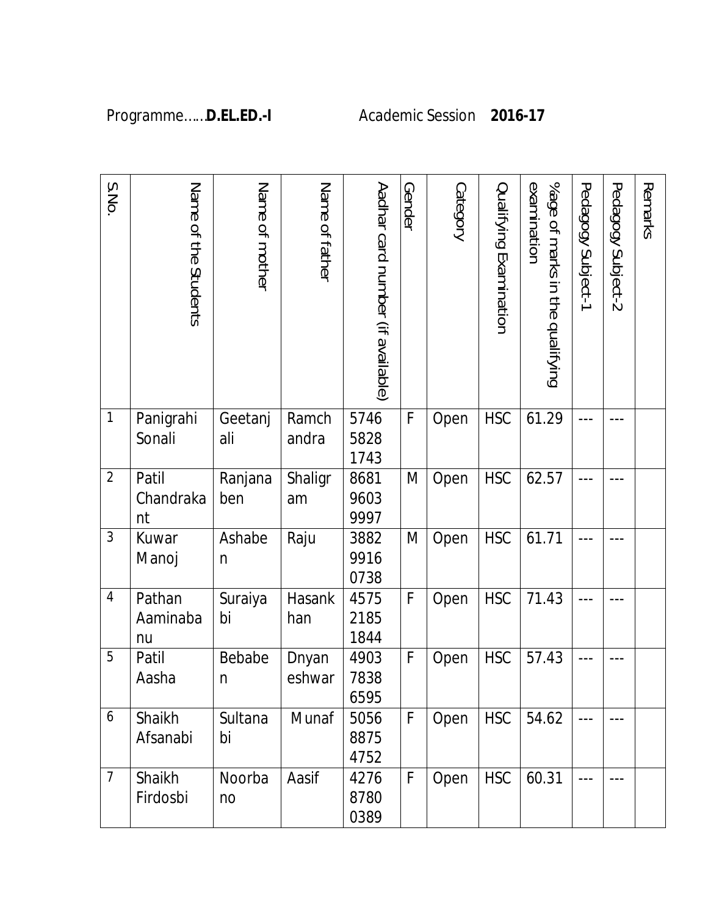Programme……**D.EL.ED.-I** Academic Session **2016-17**

| S.No. | Name of the Students | Name of mother | Name of father | Aadhar card number (if available) | Gender | Category | Qualifying Examination | %age of marks in the qualifying examination | Pedagogy Subject-1 | Pedagogy Subject-2 | Remarks |
|---|---|---|---|---|---|---|---|---|---|---|---|
| 1 | Panigrahi Sonali | Geetanjali | Ramchandra | 5746 5828 1743 | F | Open | HSC | 61.29 | --- | --- | |
| 2 | Patil Chandrakant | Ranjanaben | Shaligram | 8681 9603 9997 | M | Open | HSC | 62.57 | --- | --- | |
| 3 | Kuwar Manoj | Ashaben | Raju | 3882 9916 0738 | M | Open | HSC | 61.71 | --- | --- | |
| 4 | Pathan Aaminabanu | Suraiyabi | Hasankhan | 4575 2185 1844 | F | Open | HSC | 71.43 | --- | --- | |
| 5 | Patil Aasha | Bebaben | Dnyaneshwar | 4903 7838 6595 | F | Open | HSC | 57.43 | --- | --- | |
| 6 | Shaikh Afsanabi | Sultanabi | Munaf | 5056 8875 4752 | F | Open | HSC | 54.62 | --- | --- | |
| 7 | Shaikh Firdosbi | Noorbano | Aasif | 4276 8780 0389 | F | Open | HSC | 60.31 | --- | --- | |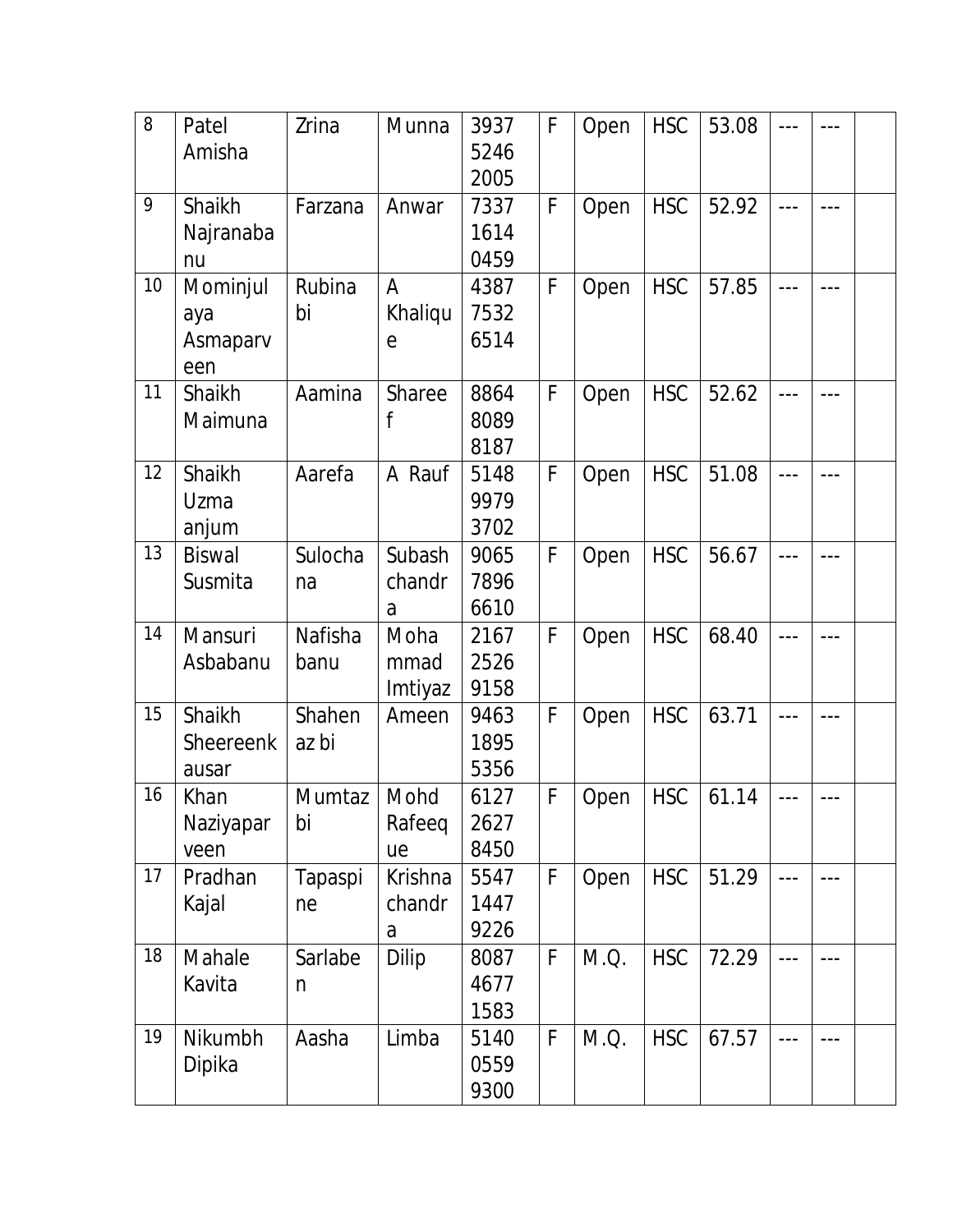| 8 | Patel Amisha | Zrina | Munna | 3937 5246 2005 | F | Open | HSC | 53.08 | --- | --- | |
|---|---|---|---|---|---|---|---|---|---|---|---|
| 9 | Shaikh Najranabanu | Farzana | Anwar | 7337 1614 0459 | F | Open | HSC | 52.92 | --- | --- | |
| 10 | Mominjulaya Asmaparveen | Rubina bi | A Khalique | 4387 7532 6514 | F | Open | HSC | 57.85 | --- | --- | |
| 11 | Shaikh Maimuna | Aamina | Shareef | 8864 8089 8187 | F | Open | HSC | 52.62 | --- | --- | |
| 12 | Shaikh Uzma anjum | Aarefa | A Rauf | 5148 9979 3702 | F | Open | HSC | 51.08 | --- | --- | |
| 13 | Biswal Susmita | Sulochana | Subash chandra | 9065 7896 6610 | F | Open | HSC | 56.67 | --- | --- | |
| 14 | Mansuri Asbabanu | Nafisha banu | Mohammad Imtiyaz | 2167 2526 9158 | F | Open | HSC | 68.40 | --- | --- | |
| 15 | Shaikh Sheereenkausar | Shahenaz bi | Ameen | 9463 1895 5356 | F | Open | HSC | 63.71 | --- | --- | |
| 16 | Khan Naziyaparveen | Mumtaz bi | Mohd Rafeeque | 6127 2627 8450 | F | Open | HSC | 61.14 | --- | --- | |
| 17 | Pradhan Kajal | Tapaspine | Krishna chandra | 5547 1447 9226 | F | Open | HSC | 51.29 | --- | --- | |
| 18 | Mahale Kavita | Sarlaben | Dilip | 8087 4677 1583 | F | M.Q. | HSC | 72.29 | --- | --- | |
| 19 | Nikumbh Dipika | Aasha | Limba | 5140 0559 9300 | F | M.Q. | HSC | 67.57 | --- | --- | |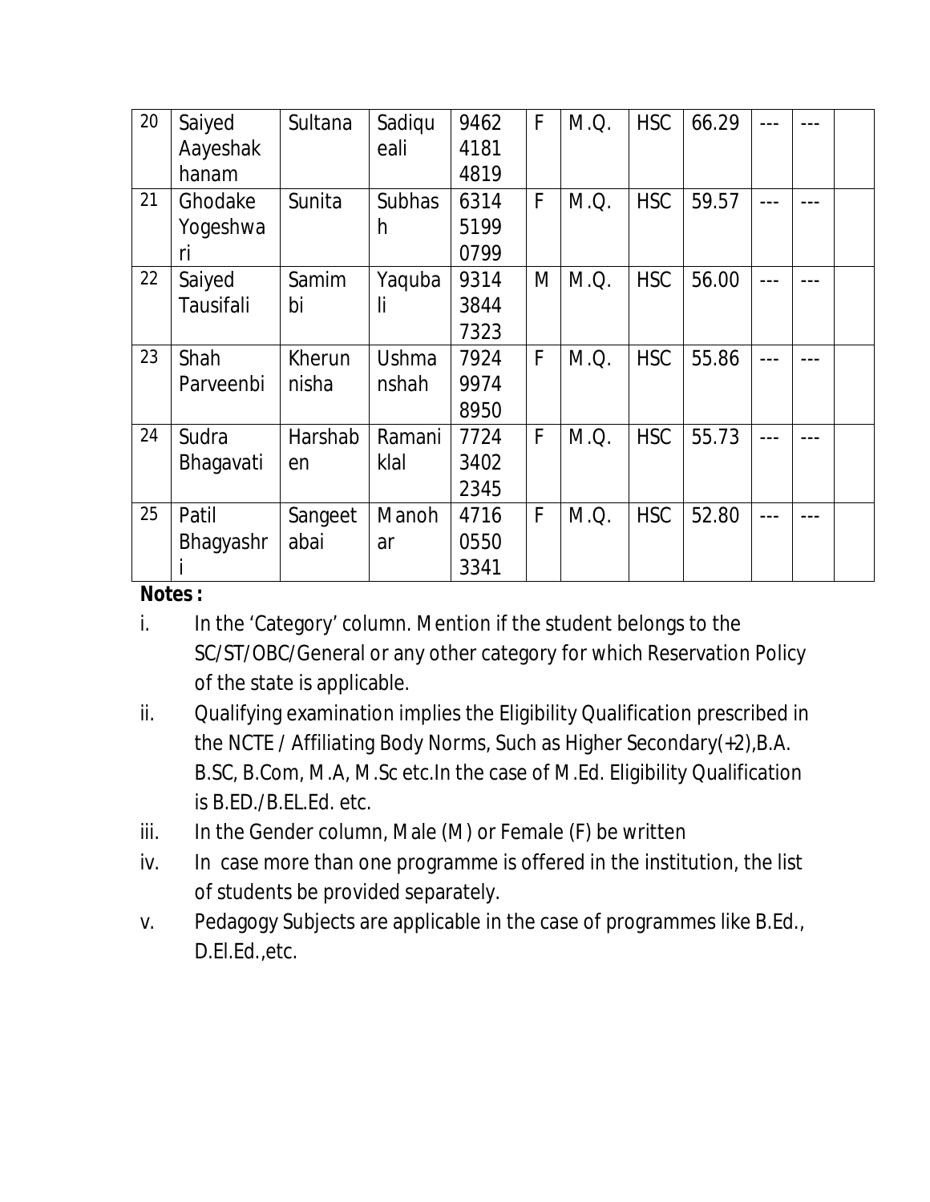| 20 | Saiyed Aayeshakhanam | Sultana | Sadiqueali | 9462 4181 4819 | F | M.Q. | HSC | 66.29 | --- | --- | |
|---|---|---|---|---|---|---|---|---|---|---|---|
| 21 | Ghodake Yogeshwari | Sunita | Subhash | 6314 5199 0799 | F | M.Q. | HSC | 59.57 | --- | --- | |
| 22 | Saiyed Tausifali | Samimbi | Yaqubali | 9314 3844 7323 | M | M.Q. | HSC | 56.00 | --- | --- | |
| 23 | Shah Parveenbi | Kherunnisha | Ushmanshah | 7924 9974 8950 | F | M.Q. | HSC | 55.86 | --- | --- | |
| 24 | Sudra Bhagavati | Harshaben | Ramaniklal | 7724 3402 2345 | F | M.Q. | HSC | 55.73 | --- | --- | |
| 25 | Patil Bhagyashri | Sangeetabai | Manohar | 4716 0550 3341 | F | M.Q. | HSC | 52.80 | --- | --- | |

**Notes :**

i. In the 'Category' column. Mention if the student belongs to the SC/ST/OBC/General or any other category for which Reservation Policy of the state is applicable.

ii. Qualifying examination implies the Eligibility Qualification prescribed in the NCTE / Affiliating Body Norms, Such as Higher Secondary(+2),B.A. B.SC, B.Com, M.A, M.Sc etc.In the case of M.Ed. Eligibility Qualification is B.ED./B.EL.Ed. etc.

iii. In the Gender column, Male (M) or Female (F) be written

iv. In case more than one programme is offered in the institution, the list of students be provided separately.

v. Pedagogy Subjects are applicable in the case of programmes like B.Ed., D.El.Ed.,etc.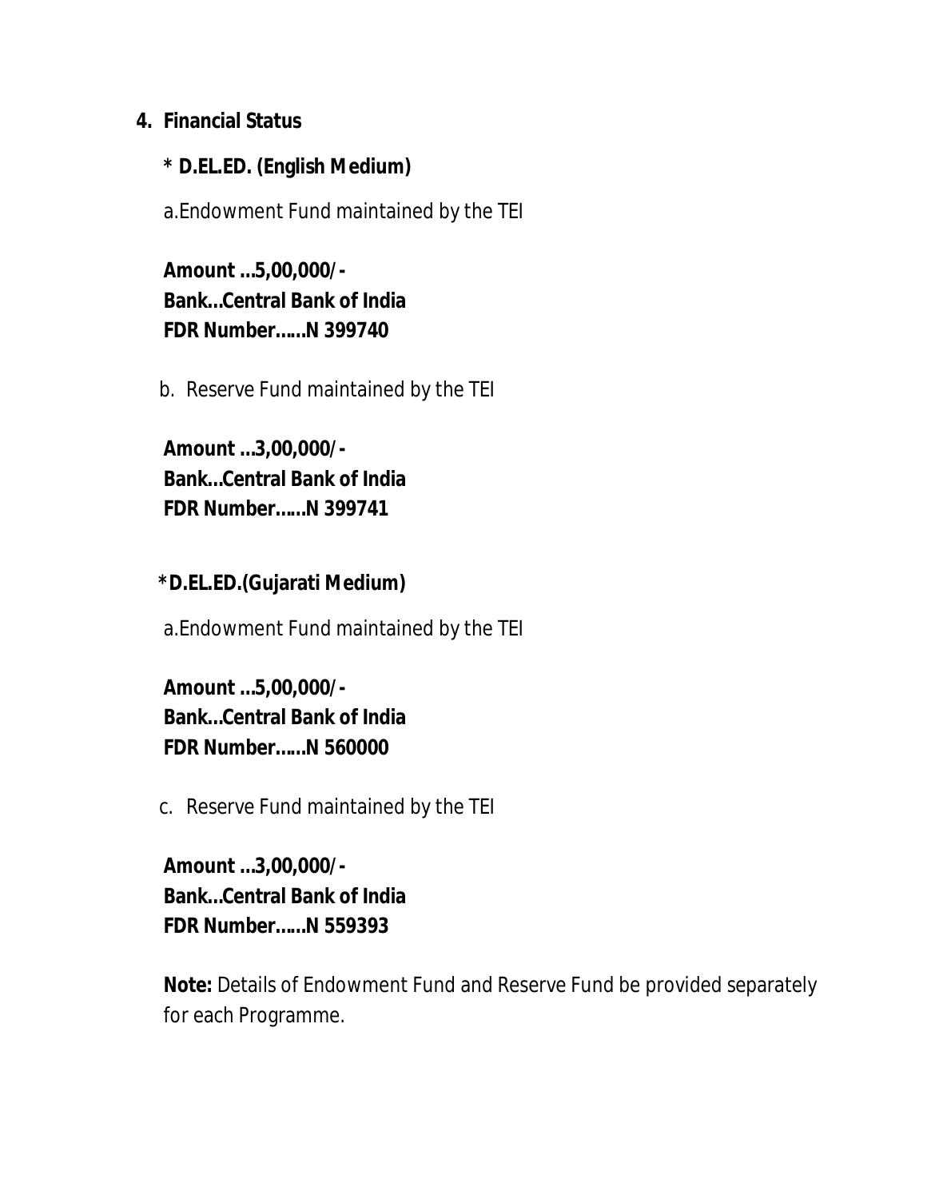## 4. Financial Status

**\* D.EL.ED. (English Medium)**

a.Endowment Fund maintained by the TEI

**Amount ...5,00,000/-**
**Bank...Central Bank of India**
**FDR Number......N 399740**

b. Reserve Fund maintained by the TEI

**Amount ...3,00,000/-**
**Bank...Central Bank of India**
**FDR Number......N 399741**

**\*D.EL.ED.(Gujarati Medium)**

a.Endowment Fund maintained by the TEI

**Amount ...5,00,000/-**
**Bank...Central Bank of India**
**FDR Number......N 560000**

c. Reserve Fund maintained by the TEI

**Amount ...3,00,000/-**
**Bank...Central Bank of India**
**FDR Number......N 559393**

**Note:** Details of Endowment Fund and Reserve Fund be provided separately for each Programme.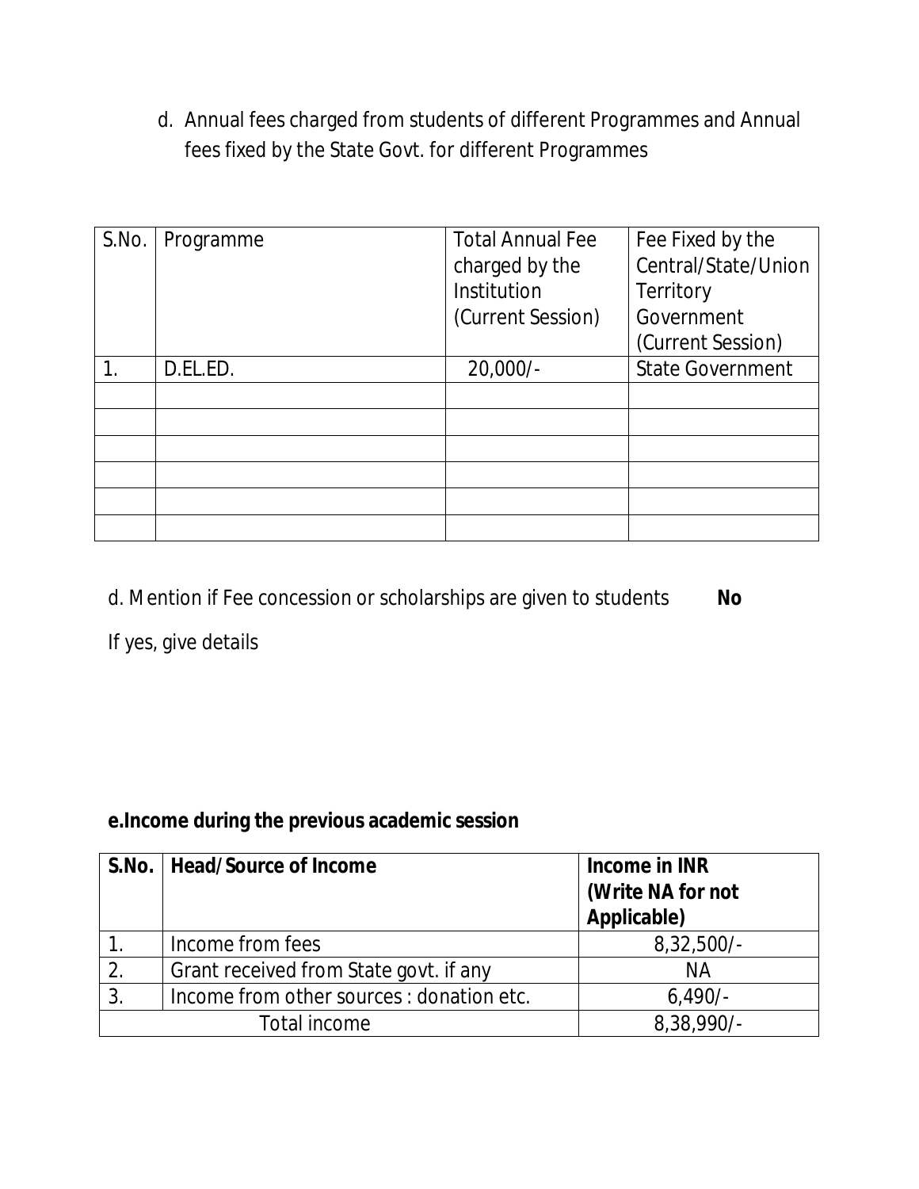d. Annual fees charged from students of different Programmes and Annual fees fixed by the State Govt. for different Programmes

| S.No. | Programme | Total Annual Fee charged by the Institution (Current Session) | Fee Fixed by the Central/State/Union Territory Government (Current Session) |
|---|---|---|---|
| 1. | D.EL.ED. | 20,000/- | State Government |
| | | | |
| | | | |
| | | | |
| | | | |
| | | | |
| | | | |

d. Mention if Fee concession or scholarships are given to students **No**

If yes, give details

**e.Income during the previous academic session**

| S.No. | Head/Source of Income | Income in INR (Write NA for not Applicable) |
|---|---|---|
| 1. | Income from fees | 8,32,500/- |
| 2. | Grant received from State govt. if any | NA |
| 3. | Income from other sources : donation etc. | 6,490/- |
| Total income | | 8,38,990/- |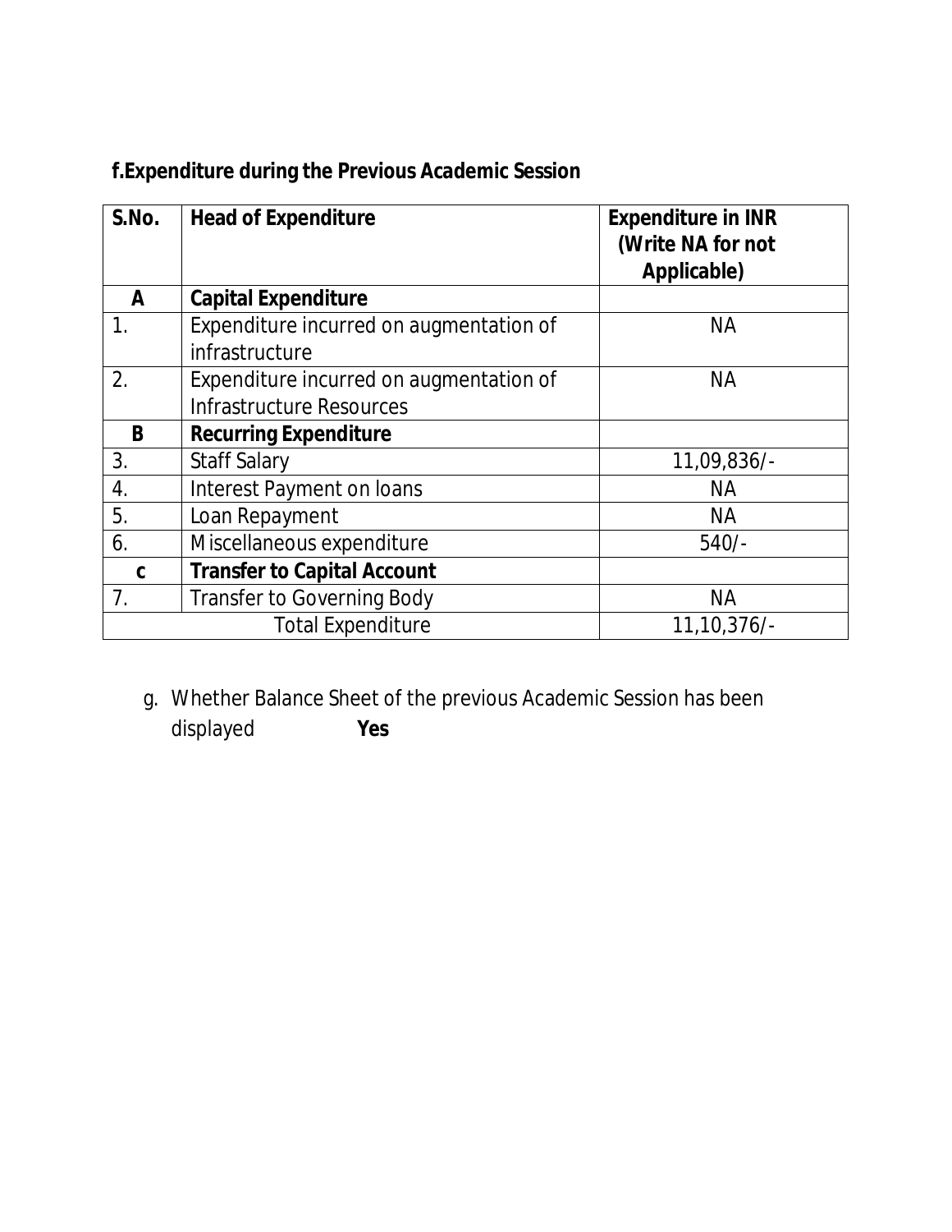**f.Expenditure during the Previous Academic Session**

| S.No. | Head of Expenditure | Expenditure in INR (Write NA for not Applicable) |
|---|---|---|
| **A** | **Capital Expenditure** | |
| 1. | Expenditure incurred on augmentation of infrastructure | NA |
| 2. | Expenditure incurred on augmentation of Infrastructure Resources | NA |
| **B** | **Recurring Expenditure** | |
| 3. | Staff Salary | 11,09,836/- |
| 4. | Interest Payment on loans | NA |
| 5. | Loan Repayment | NA |
| 6. | Miscellaneous expenditure | 540/- |
| **c** | **Transfer to Capital Account** | |
| 7. | Transfer to Governing Body | NA |
| Total Expenditure | | 11,10,376/- |

g. Whether Balance Sheet of the previous Academic Session has been displayed **Yes**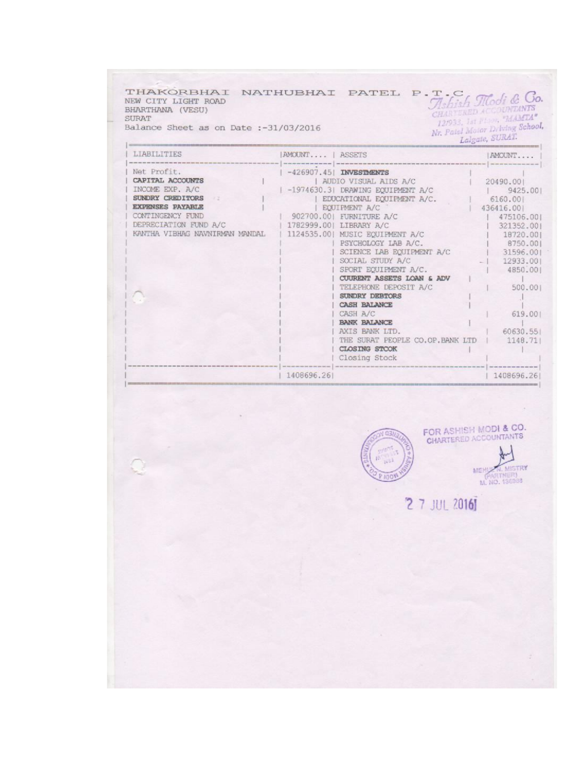THAKORBHAI NATHUBHAI PATEL P.T.C
NEW CITY LIGHT ROAD
BHARTHANA (VESU)
SURAT
Balance Sheet as on Date :-31/03/2016

Ashish Modi & Co.
CHARTERED ACCOUNTANTS
12/933, 1st Floor, "MAMTA"
Nr. Patel Motor Driving School,
Lalgate, SURAT.

| LIABILITIES | AMOUNT.... | ASSETS | | AMOUNT.... |
|---|---|---|---|---|
| Net Profit. | -426907.45 | **INVESTMENTS** | | |
| **CAPITAL ACCOUNTS** | | AUDIO VISUAL AIDS A/C | 20490.00 | |
| INCOME EXP. A/C | -1974630.31 | DRAWING EQUIPMENT A/C | | 9425.00 |
| **SUNDRY CREDITORS** | | EDUCATIONAL EQUIPMENT A/C. | 6160.00 | |
| **EXPENSES PAYABLE** | | EQUIPMENT A/C | 436416.00 | |
| CONTINGENCY FUND | 902700.00 | FURNITURE A/C | | 475106.00 |
| DEPRECIATION FUND A/C | 1782999.00 | LIBRARY A/C | | 321352.00 |
| KANTHA VIBHAG NAVNIRMAN MANDAL | 1124535.00 | MUSIC EQUIPMENT A/C | | 18720.00 |
| | | PSYCHOLOGY LAB A/C. | | 8750.00 |
| | | SCIENCE LAB EQUIPMENT A/C | | 31596.00 |
| | | SOCIAL STUDY A/C | | 12933.00 |
| | | SPORT EQUIPMENT A/C. | | 4850.00 |
| | | **CUURENT ASSETS LOAN & ADV** | | |
| | | TELEPHONE DEPOSIT A/C | | 500.00 |
| | | **SUNDRY DEBTORS** | | |
| | | **CASH BALANCE** | | |
| | | CASH A/C | | 619.00 |
| | | **BANK BALANCE** | | |
| | | AXIS BANK LTD. | | 60630.55 |
| | | THE SURAT PEOPLE CO.OP.BANK LTD | | 1148.71 |
| | | **CLOSING STCOK** | | |
| | | Closing Stock | | |
| | 1408696.26 | | | 1408696.26 |

FOR ASHISH MODI & CO.
CHARTERED ACCOUNTANTS

MEHUL N. MISTRY
(PARTNER)
M. NO. 136988

27 JUL 2016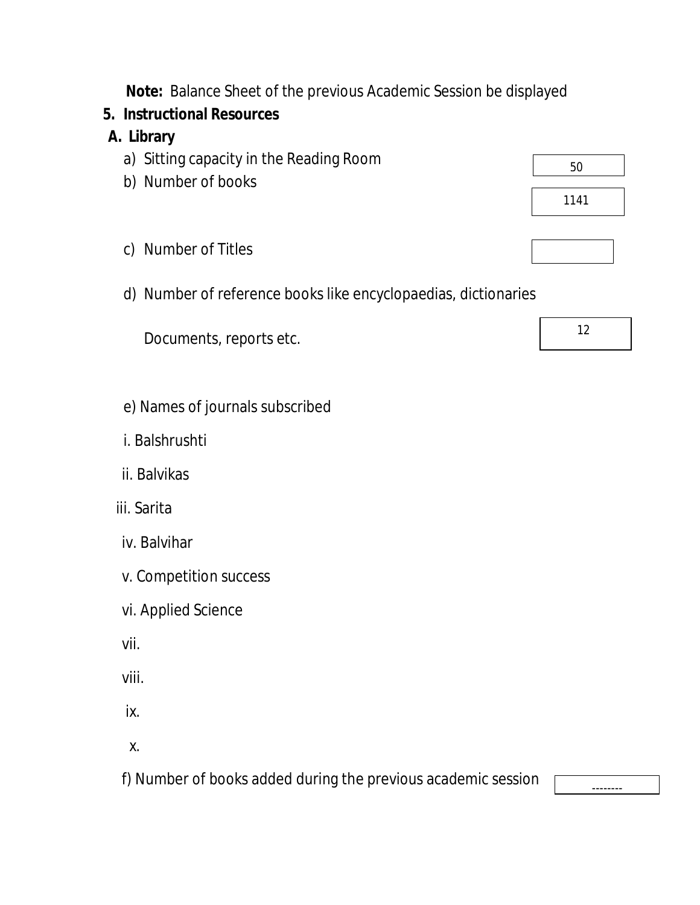**Note:** Balance Sheet of the previous Academic Session be displayed

**5. Instructional Resources**

**A. Library**

a) Sitting capacity in the Reading Room: 50

b) Number of books: 1141

c) Number of Titles:

d) Number of reference books like encyclopaedias, dictionaries Documents, reports etc.: 12

e) Names of journals subscribed

i. Balshrushti

ii. Balvikas

iii. Sarita

iv. Balvihar

v. Competition success

vi. Applied Science

vii.

viii.

ix.

x.

f) Number of books added during the previous academic session: --------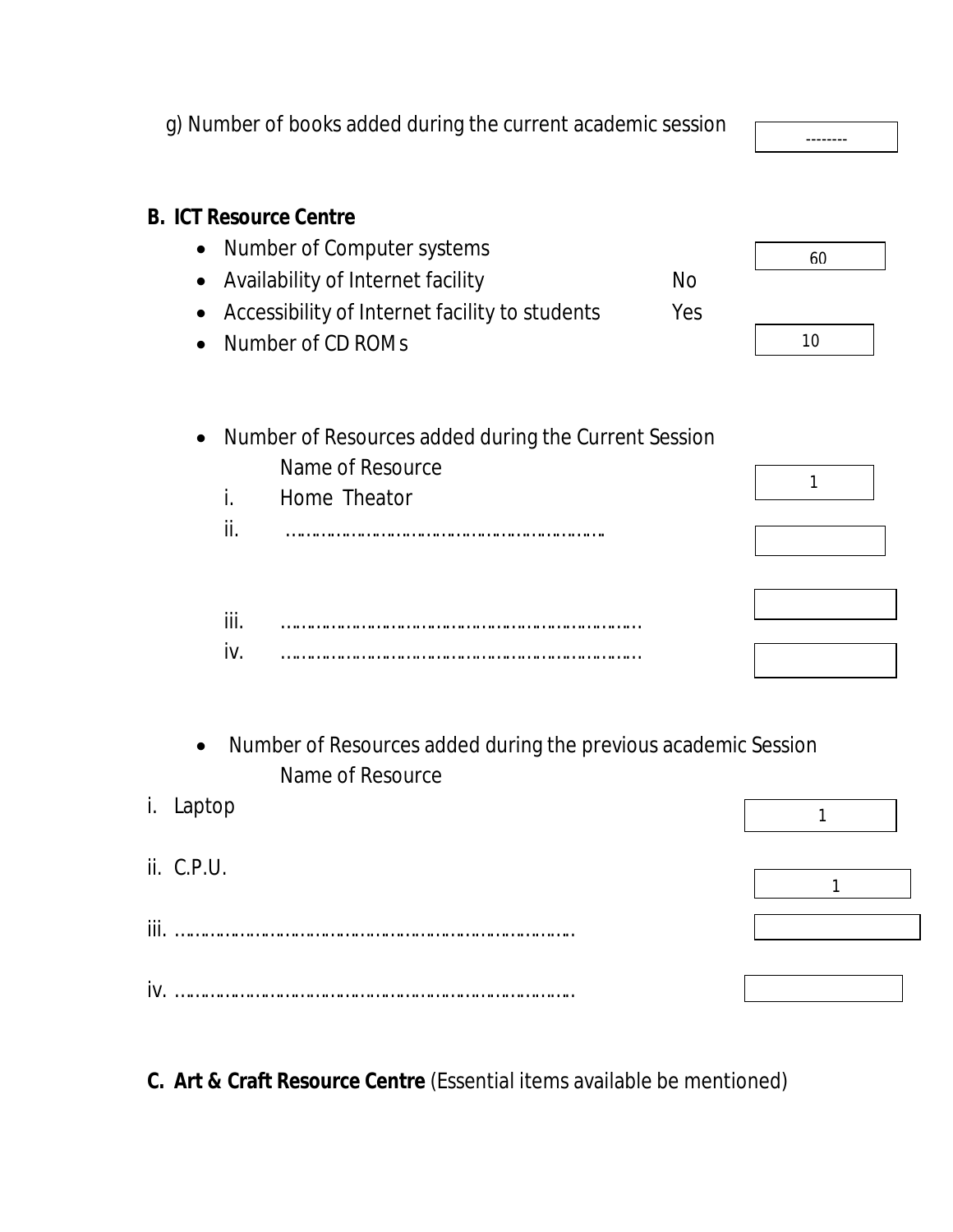g) Number of books added during the current academic session --------

**B. ICT Resource Centre**

- Number of Computer systems 60
- Availability of Internet facility No
- Accessibility of Internet facility to students Yes
- Number of CD ROMs 10

- Number of Resources added during the Current Session

  Name of Resource

  i. Home Theator 1

  ii. ……………………………………………………

  iii. …………………………………………………………

  iv. …………………………………………………………

- Number of Resources added during the previous academic Session

  Name of Resource

i. Laptop 1

ii. C.P.U. 1

iii. …………………………………………………………………

iv. …………………………………………………………………

**C. Art & Craft Resource Centre** (Essential items available be mentioned)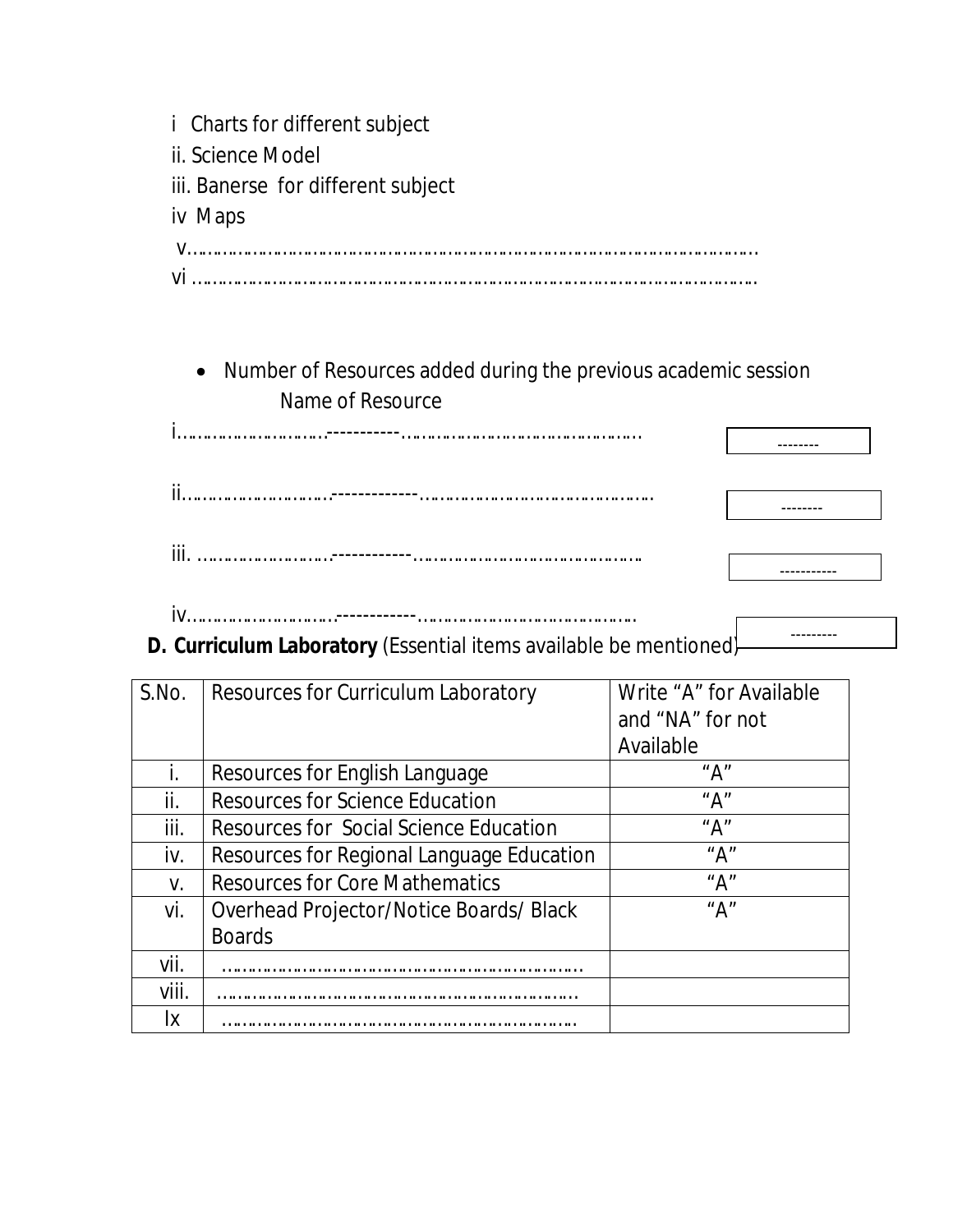i Charts for different subject

ii. Science Model

iii. Banerse for different subject

iv Maps

v……………………………………………………………………………………………

vi ……………………………………………………………………………………………

- Number of Resources added during the previous academic session

  Name of Resource

i………………………-----------………………………………………  --------

ii………………………-------------………………………………………  --------

iii. ……………………------------………………………………………  -----------

iv………………………------------…………………………………… ---------

**D. Curriculum Laboratory** (Essential items available be mentioned)

| S.No. | Resources for Curriculum Laboratory | Write "A" for Available and "NA" for not Available |
|---|---|---|
| i. | Resources for English Language | "A" |
| ii. | Resources for Science Education | "A" |
| iii. | Resources for Social Science Education | "A" |
| iv. | Resources for Regional Language Education | "A" |
| v. | Resources for Core Mathematics | "A" |
| vi. | Overhead Projector/Notice Boards/ Black Boards | "A" |
| vii. | ……………………………………………………………… | |
| viii. | ……………………………………………………………… | |
| Ix | ……………………………………………………………… | |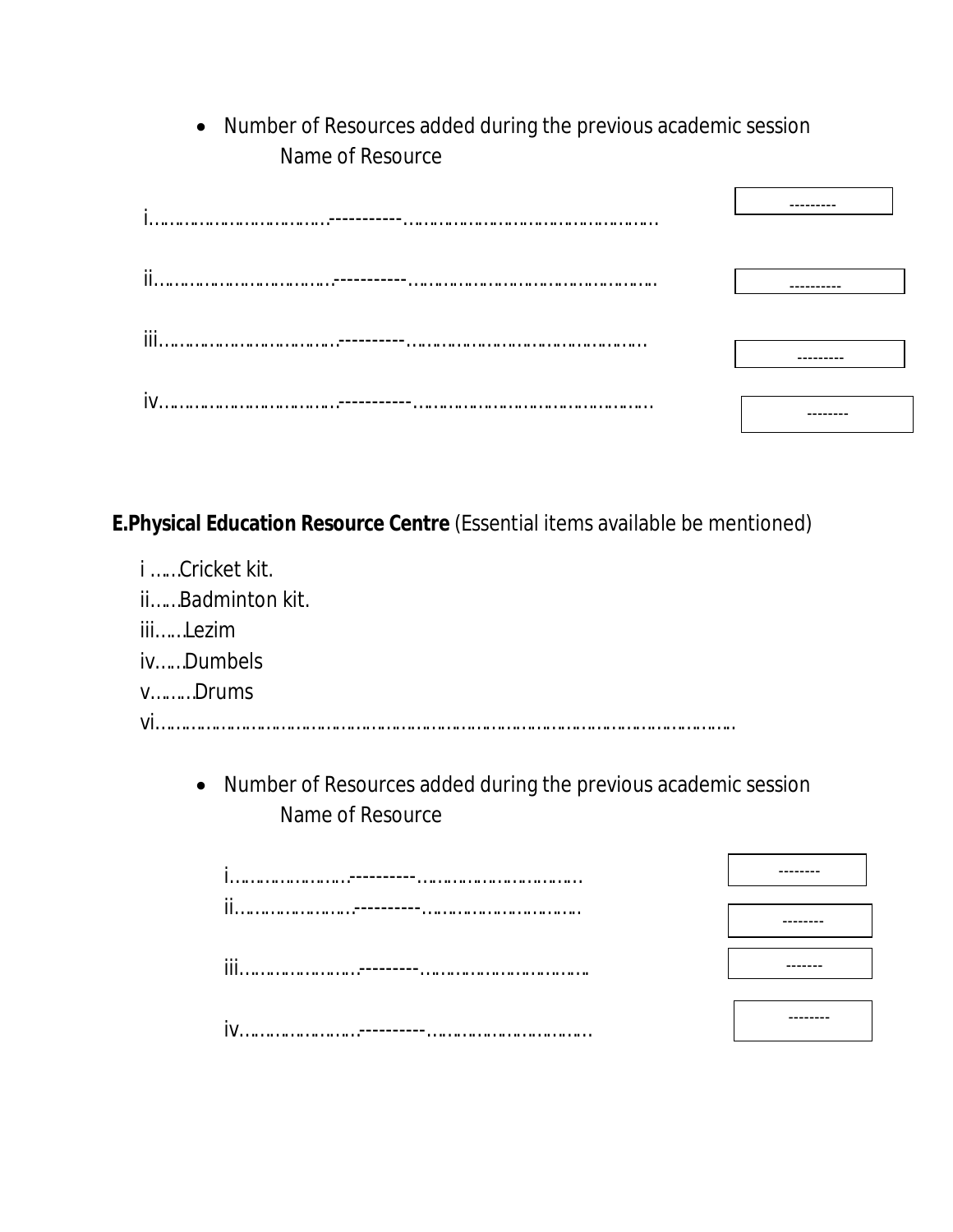- Number of Resources added during the previous academic session
  Name of Resource

| Name of Resource | Number |
|---|---|
| i……………………………-----------………………………………………… | --------- |
| ii……………………………-----------………………………………………… | ---------- |
| iii……………………………----------……………………………………… | --------- |
| iv……………………………-----------……………………………………… | -------- |

**E.Physical Education Resource Centre** (Essential items available be mentioned)

i ……Cricket kit.
ii……Badminton kit.
iii……Lezim
iv……Dumbels
v………Drums
vi……………………………………………………………………………………………

- Number of Resources added during the previous academic session
  Name of Resource

| Name of Resource | Number |
|---|---|
| i……………………----------…………………………… | -------- |
| ii……………………----------…………………………… | -------- |
| iii……………………---------…………………………… | ------- |
| iv……………………----------…………………………… | -------- |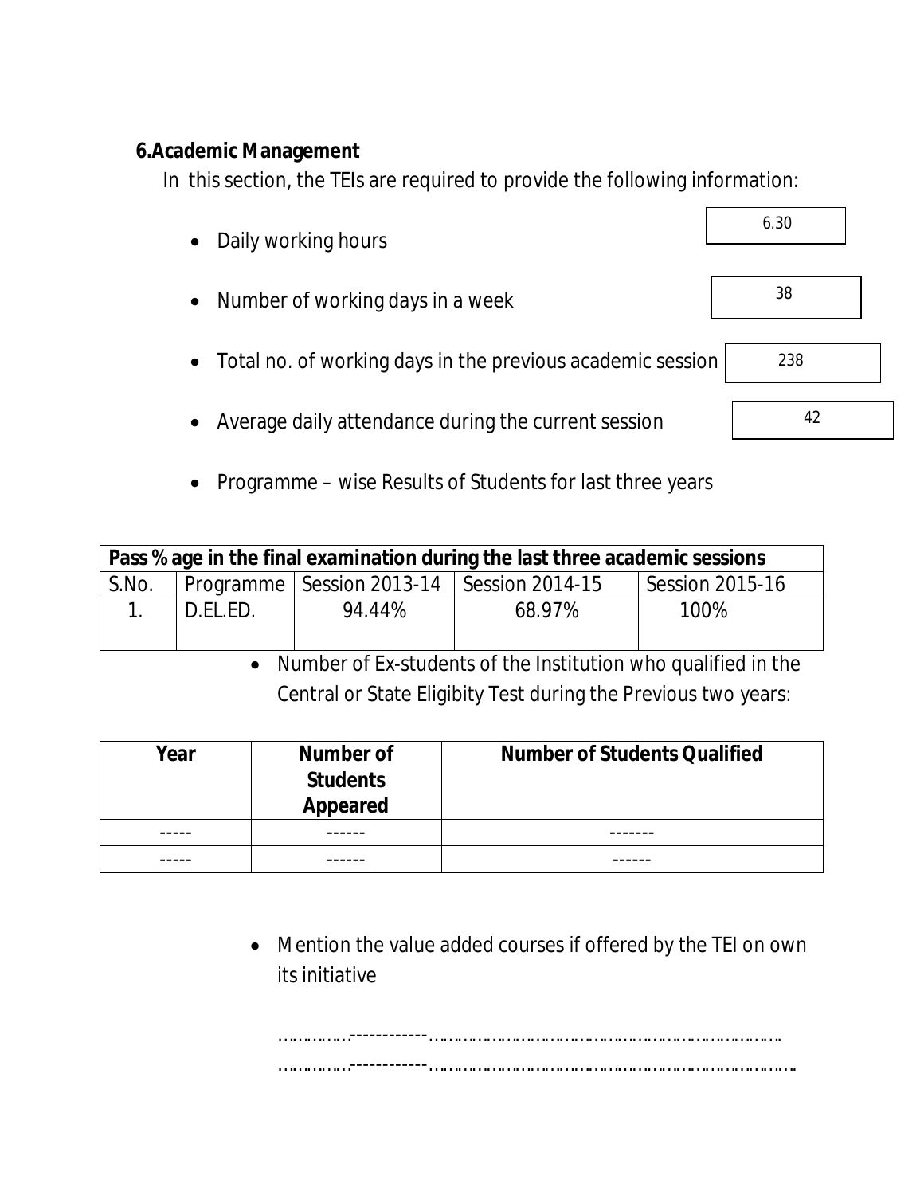## 6.Academic Management

In this section, the TEIs are required to provide the following information:

- Daily working hours: 6.30
- Number of working days in a week: 38
- Total no. of working days in the previous academic session: 238
- Average daily attendance during the current session: 42
- Programme – wise Results of Students for last three years

| Pass % age in the final examination during the last three academic sessions | | | | |
|---|---|---|---|---|
| S.No. | Programme | Session 2013-14 | Session 2014-15 | Session 2015-16 |
| 1. | D.EL.ED. | 94.44% | 68.97% | 100% |

- Number of Ex-students of the Institution who qualified in the Central or State Eligibity Test during the Previous two years:

| Year | Number of Students Appeared | Number of Students Qualified |
|---|---|---|
| ----- | ------ | ------- |
| ----- | ------ | ------ |

- Mention the value added courses if offered by the TEI on own its initiative

……………------------……………………………………………………………

……………------------………………………………………………………………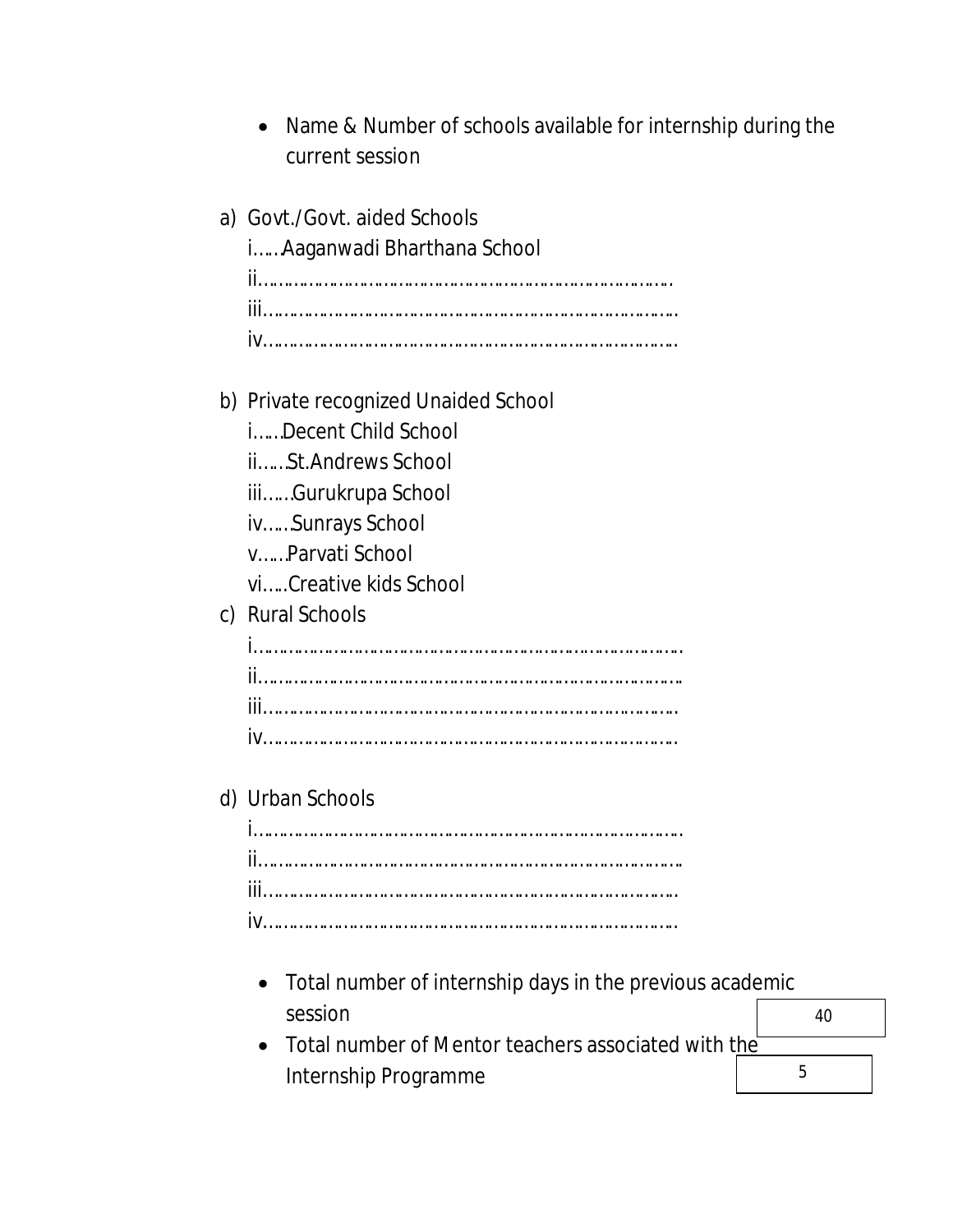- Name & Number of schools available for internship during the current session

a) Govt./Govt. aided Schools
   i……Aaganwadi Bharthana School
   ii……………………………………………………………………………
   iii……………………………………………………………………………
   iv……………………………………………………………………………

b) Private recognized Unaided School
   i……Decent Child School
   ii……St.Andrews School
   iii……Gurukrupa School
   iv……Sunrays School
   v……Parvati School
   vi…..Creative kids School

c) Rural Schools
   i……………………………………………………………………………
   ii……………………………………………………………………………
   iii……………………………………………………………………………
   iv……………………………………………………………………………

d) Urban Schools
   i……………………………………………………………………………
   ii……………………………………………………………………………
   iii……………………………………………………………………………
   iv……………………………………………………………………………

- Total number of internship days in the previous academic session: 40
- Total number of Mentor teachers associated with the Internship Programme: 5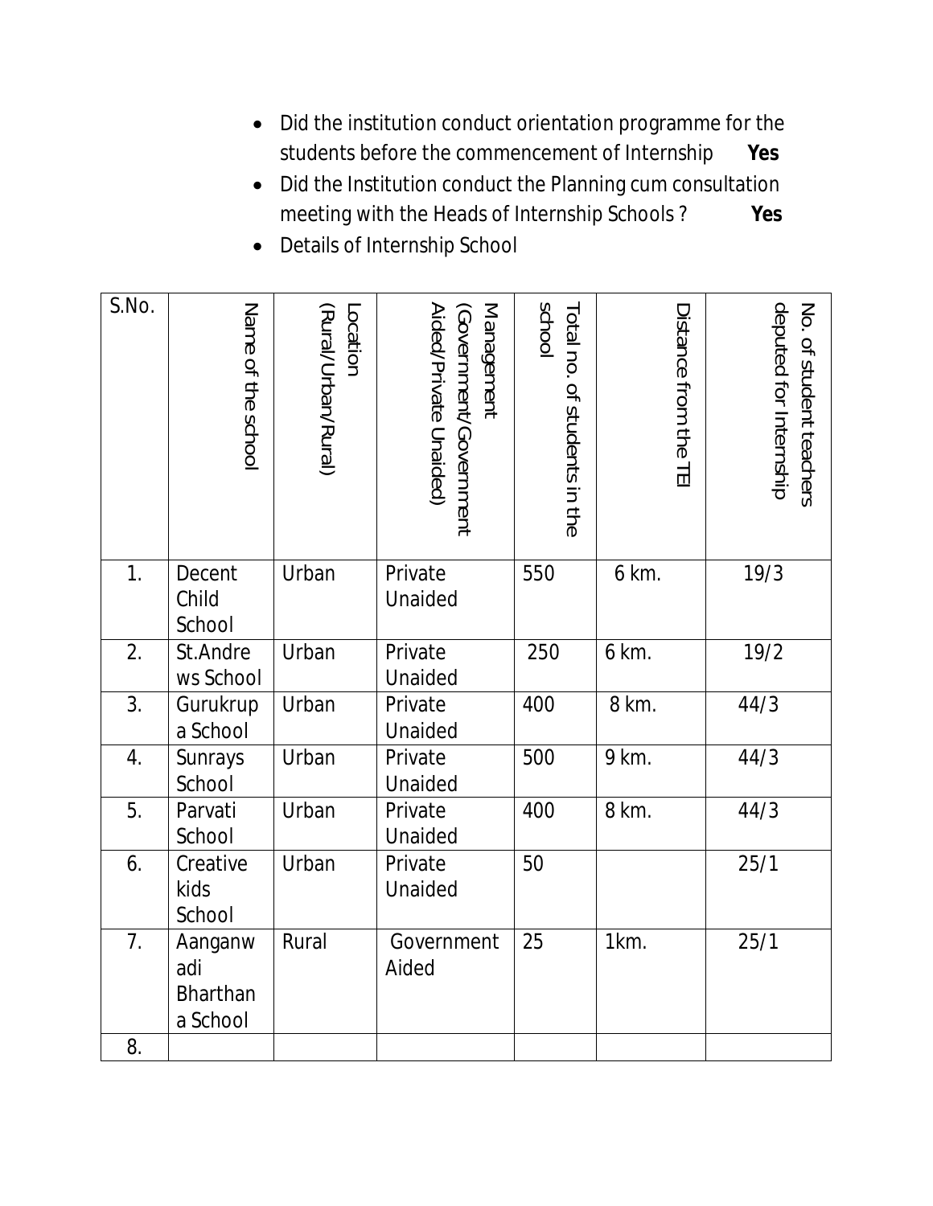- Did the institution conduct orientation programme for the students before the commencement of Internship **Yes**
- Did the Institution conduct the Planning cum consultation meeting with the Heads of Internship Schools ? **Yes**
- Details of Internship School

| S.No. | Name of the school | Location (Rural/Urban/Rural) | Management (Government/Government Aided/Private Unaided) | Total no. of students in the school | Distance from the TEI | No. of student teachers deputed for Internship |
|---|---|---|---|---|---|---|
| 1. | Decent Child School | Urban | Private Unaided | 550 | 6 km. | 19/3 |
| 2. | St.Andrews School | Urban | Private Unaided | 250 | 6 km. | 19/2 |
| 3. | Gurukrupa School | Urban | Private Unaided | 400 | 8 km. | 44/3 |
| 4. | Sunrays School | Urban | Private Unaided | 500 | 9 km. | 44/3 |
| 5. | Parvati School | Urban | Private Unaided | 400 | 8 km. | 44/3 |
| 6. | Creative kids School | Urban | Private Unaided | 50 | | 25/1 |
| 7. | Aanganwadi Bharthana School | Rural | Government Aided | 25 | 1km. | 25/1 |
| 8. | | | | | | |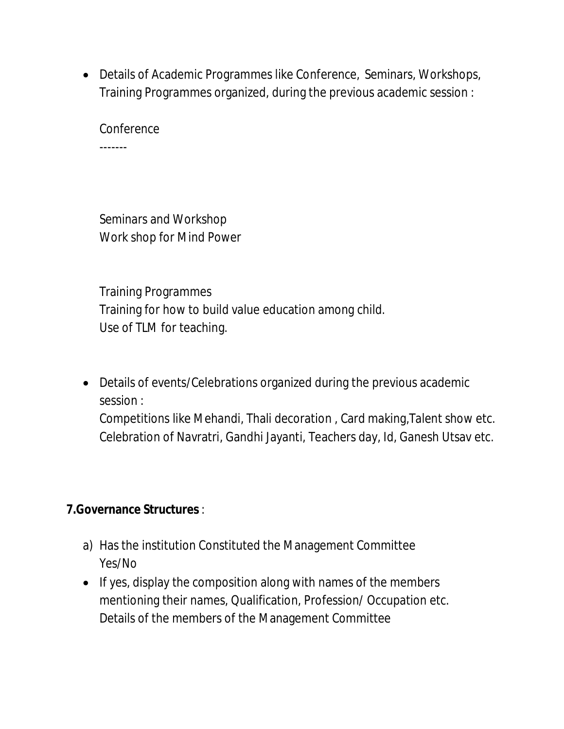- Details of Academic Programmes like Conference, Seminars, Workshops, Training Programmes organized, during the previous academic session :

  Conference

  -------

  Seminars and Workshop
  Work shop for Mind Power

  Training Programmes
  Training for how to build value education among child.
  Use of TLM for teaching.

- Details of events/Celebrations organized during the previous academic session :
  Competitions like Mehandi, Thali decoration , Card making,Talent show etc.
  Celebration of Navratri, Gandhi Jayanti, Teachers day, Id, Ganesh Utsav etc.

**7.Governance Structures** :

a) Has the institution Constituted the Management Committee
   Yes/No

- If yes, display the composition along with names of the members mentioning their names, Qualification, Profession/ Occupation etc.
  Details of the members of the Management Committee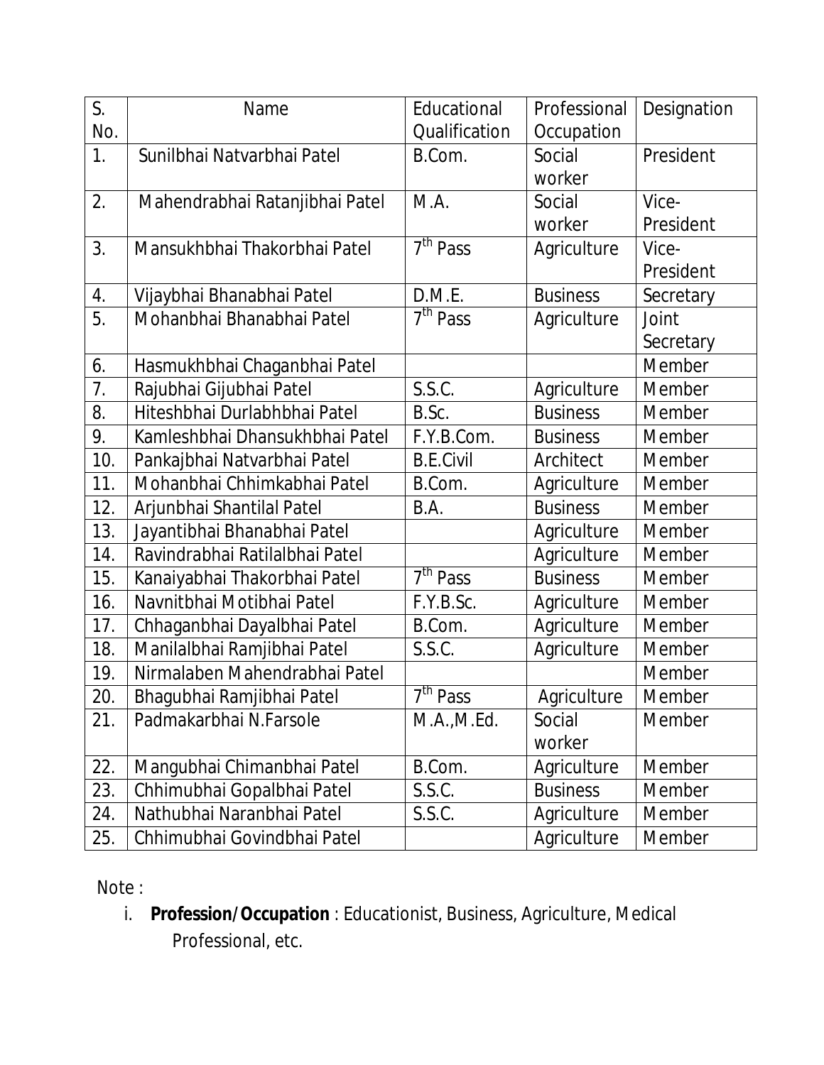| S. No. | Name | Educational Qualification | Professional Occupation | Designation |
|---|---|---|---|---|
| 1. | Sunilbhai Natvarbhai Patel | B.Com. | Social worker | President |
| 2. | Mahendrabhai Ratanjibhai Patel | M.A. | Social worker | Vice-President |
| 3. | Mansukhbhai Thakorbhai Patel | 7th Pass | Agriculture | Vice-President |
| 4. | Vijaybhai Bhanabhai Patel | D.M.E. | Business | Secretary |
| 5. | Mohanbhai Bhanabhai Patel | 7th Pass | Agriculture | Joint Secretary |
| 6. | Hasmukhbhai Chaganbhai Patel | | | Member |
| 7. | Rajubhai Gijubhai Patel | S.S.C. | Agriculture | Member |
| 8. | Hiteshbhai Durlabhbhai Patel | B.Sc. | Business | Member |
| 9. | Kamleshbhai Dhansukhbhai Patel | F.Y.B.Com. | Business | Member |
| 10. | Pankajbhai Natvarbhai Patel | B.E.Civil | Architect | Member |
| 11. | Mohanbhai Chhimkabhai Patel | B.Com. | Agriculture | Member |
| 12. | Arjunbhai Shantilal Patel | B.A. | Business | Member |
| 13. | Jayantibhai Bhanabhai Patel | | Agriculture | Member |
| 14. | Ravindrabhai Ratilalbhai Patel | | Agriculture | Member |
| 15. | Kanaiyabhai Thakorbhai Patel | 7th Pass | Business | Member |
| 16. | Navnitbhai Motibhai Patel | F.Y.B.Sc. | Agriculture | Member |
| 17. | Chhaganbhai Dayalbhai Patel | B.Com. | Agriculture | Member |
| 18. | Manilalbhai Ramjibhai Patel | S.S.C. | Agriculture | Member |
| 19. | Nirmalaben Mahendrabhai Patel | | | Member |
| 20. | Bhagubhai Ramjibhai Patel | 7th Pass | Agriculture | Member |
| 21. | Padmakarbhai N.Farsole | M.A.,M.Ed. | Social worker | Member |
| 22. | Mangubhai Chimanbhai Patel | B.Com. | Agriculture | Member |
| 23. | Chhimubhai Gopalbhai Patel | S.S.C. | Business | Member |
| 24. | Nathubhai Naranbhai Patel | S.S.C. | Agriculture | Member |
| 25. | Chhimubhai Govindbhai Patel | | Agriculture | Member |

Note :

i. **Profession/Occupation** : Educationist, Business, Agriculture, Medical Professional, etc.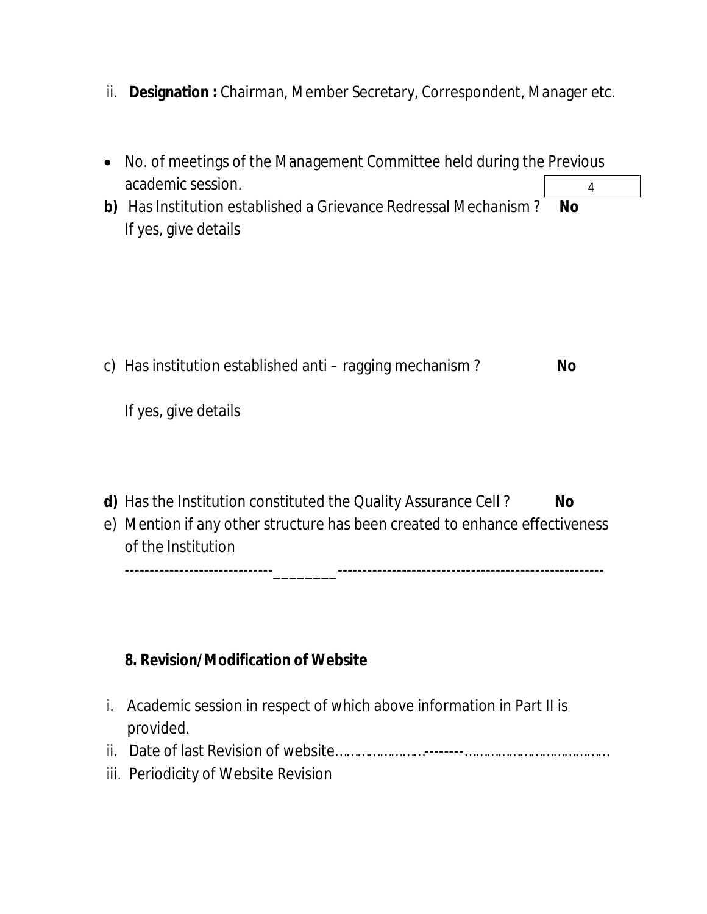ii. **Designation :** Chairman, Member Secretary, Correspondent, Manager etc.

- No. of meetings of the Management Committee held during the Previous academic session. 4

**b)** Has Institution established a Grievance Redressal Mechanism ? **No**

If yes, give details

c) Has institution established anti – ragging mechanism ? **No**

If yes, give details

**d)** Has the Institution constituted the Quality Assurance Cell ? **No**

e) Mention if any other structure has been created to enhance effectiveness of the Institution

------------------------------________-------------------------------------------------------

**8. Revision/Modification of Website**

i. Academic session in respect of which above information in Part II is provided.

ii. Date of last Revision of website……………………--------……………………………………

iii. Periodicity of Website Revision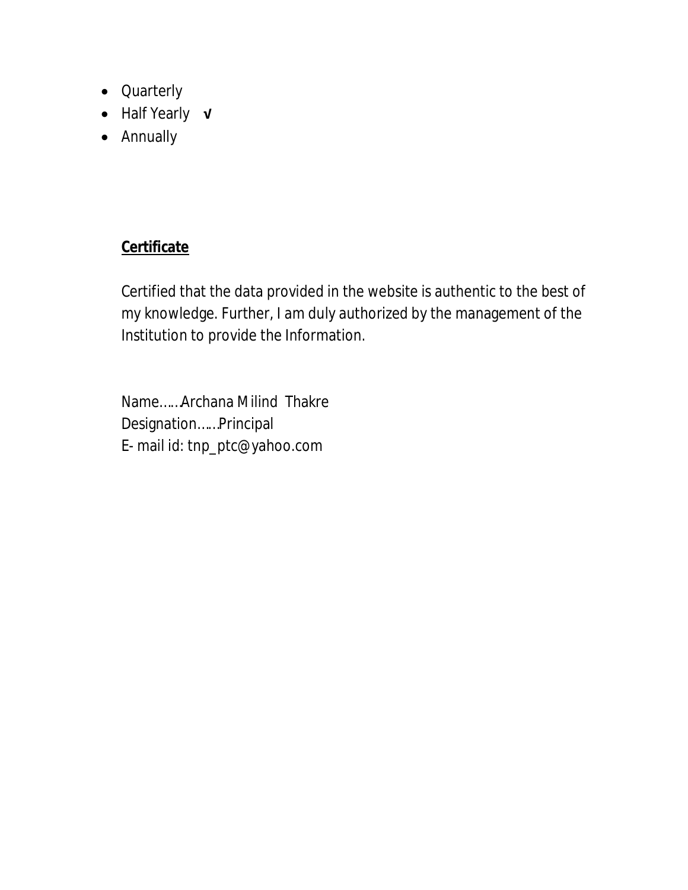- Quarterly
- Half Yearly **√**
- Annually

**Certificate**

Certified that the data provided in the website is authentic to the best of my knowledge. Further, I am duly authorized by the management of the Institution to provide the Information.

Name……Archana Milind Thakre
Designation……Principal
E- mail id: tnp_ptc@yahoo.com